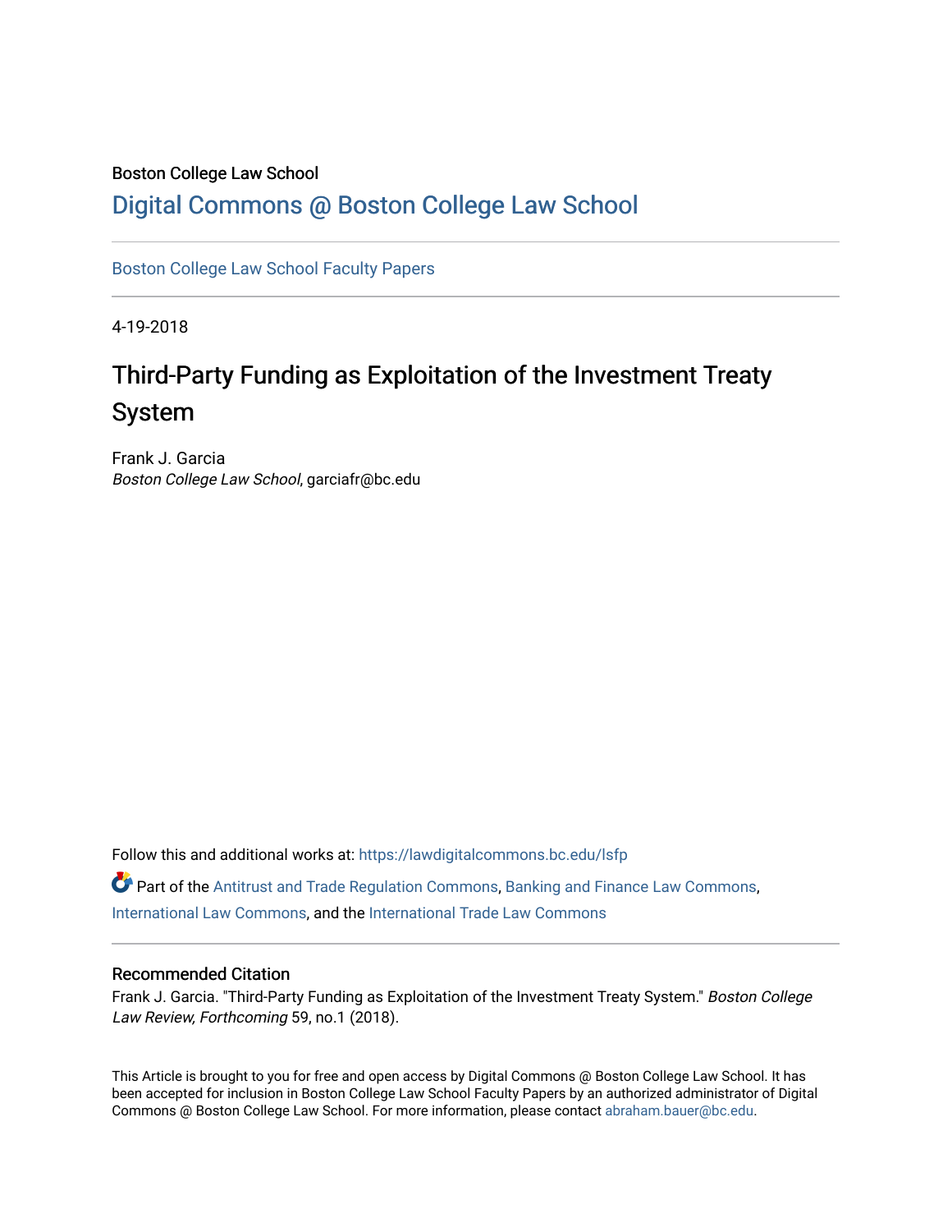Boston College Law School

# Digital Commons @ Boston College Law School

Boston College Law School Faculty Papers

4-19-2018

# Third-Party Funding as Exploitation of the Investment Treaty System

Frank J. Garcia
*Boston College Law School*, garciafr@bc.edu

Follow this and additional works at: https://lawdigitalcommons.bc.edu/lsfp

Part of the Antitrust and Trade Regulation Commons, Banking and Finance Law Commons, International Law Commons, and the International Trade Law Commons

## Recommended Citation

Frank J. Garcia. "Third-Party Funding as Exploitation of the Investment Treaty System." *Boston College Law Review, Forthcoming* 59, no.1 (2018).

This Article is brought to you for free and open access by Digital Commons @ Boston College Law School. It has been accepted for inclusion in Boston College Law School Faculty Papers by an authorized administrator of Digital Commons @ Boston College Law School. For more information, please contact abraham.bauer@bc.edu.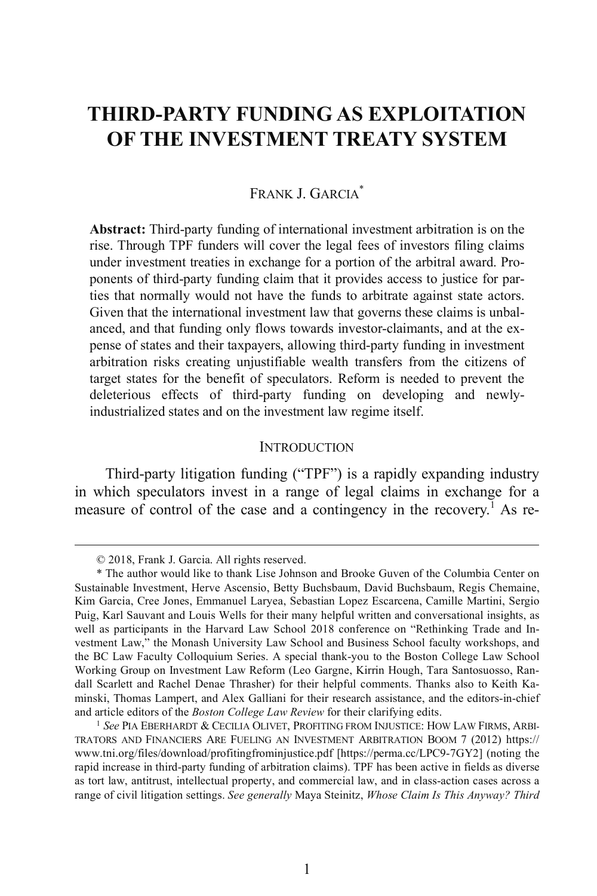# THIRD-PARTY FUNDING AS EXPLOITATION OF THE INVESTMENT TREATY SYSTEM

FRANK J. GARCIA*

**Abstract:** Third-party funding of international investment arbitration is on the rise. Through TPF funders will cover the legal fees of investors filing claims under investment treaties in exchange for a portion of the arbitral award. Proponents of third-party funding claim that it provides access to justice for parties that normally would not have the funds to arbitrate against state actors. Given that the international investment law that governs these claims is unbalanced, and that funding only flows towards investor-claimants, and at the expense of states and their taxpayers, allowing third-party funding in investment arbitration risks creating unjustifiable wealth transfers from the citizens of target states for the benefit of speculators. Reform is needed to prevent the deleterious effects of third-party funding on developing and newly-industrialized states and on the investment law regime itself.

## INTRODUCTION

Third-party litigation funding ("TPF") is a rapidly expanding industry in which speculators invest in a range of legal claims in exchange for a measure of control of the case and a contingency in the recovery.[1] As re-

---

© 2018, Frank J. Garcia. All rights reserved.

\* The author would like to thank Lise Johnson and Brooke Guven of the Columbia Center on Sustainable Investment, Herve Ascensio, Betty Buchsbaum, David Buchsbaum, Regis Chemaine, Kim Garcia, Cree Jones, Emmanuel Laryea, Sebastian Lopez Escarcena, Camille Martini, Sergio Puig, Karl Sauvant and Louis Wells for their many helpful written and conversational insights, as well as participants in the Harvard Law School 2018 conference on "Rethinking Trade and Investment Law," the Monash University Law School and Business School faculty workshops, and the BC Law Faculty Colloquium Series. A special thank-you to the Boston College Law School Working Group on Investment Law Reform (Leo Gargne, Kirrin Hough, Tara Santosuosso, Randall Scarlett and Rachel Denae Thrasher) for their helpful comments. Thanks also to Keith Kaminski, Thomas Lampert, and Alex Galliani for their research assistance, and the editors-in-chief and article editors of the *Boston College Law Review* for their clarifying edits.

[1] *See* PIA EBERHARDT & CECILIA OLIVET, PROFITING FROM INJUSTICE: HOW LAW FIRMS, ARBITRATORS AND FINANCIERS ARE FUELING AN INVESTMENT ARBITRATION BOOM 7 (2012) https://www.tni.org/files/download/profitingfrominjustice.pdf [https://perma.cc/LPC9-7GY2] (noting the rapid increase in third-party funding of arbitration claims). TPF has been active in fields as diverse as tort law, antitrust, intellectual property, and commercial law, and in class-action cases across a range of civil litigation settings. *See generally* Maya Steinitz, *Whose Claim Is This Anyway? Third*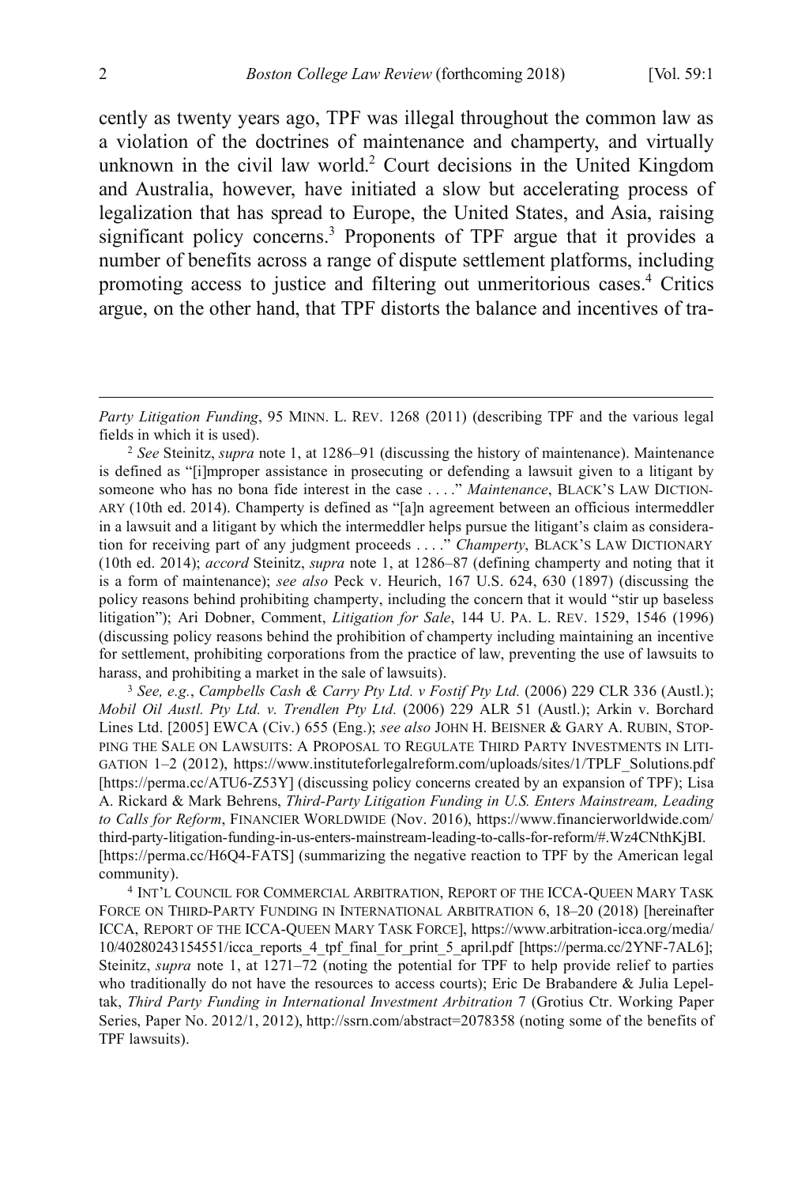cently as twenty years ago, TPF was illegal throughout the common law as a violation of the doctrines of maintenance and champerty, and virtually unknown in the civil law world.[2] Court decisions in the United Kingdom and Australia, however, have initiated a slow but accelerating process of legalization that has spread to Europe, the United States, and Asia, raising significant policy concerns.[3] Proponents of TPF argue that it provides a number of benefits across a range of dispute settlement platforms, including promoting access to justice and filtering out unmeritorious cases.[4] Critics argue, on the other hand, that TPF distorts the balance and incentives of tra-

---

*Party Litigation Funding*, 95 MINN. L. REV. 1268 (2011) (describing TPF and the various legal fields in which it is used).

[2] *See* Steinitz, *supra* note 1, at 1286–91 (discussing the history of maintenance). Maintenance is defined as "[i]mproper assistance in prosecuting or defending a lawsuit given to a litigant by someone who has no bona fide interest in the case . . . ." *Maintenance*, BLACK'S LAW DICTIONARY (10th ed. 2014). Champerty is defined as "[a]n agreement between an officious intermeddler in a lawsuit and a litigant by which the intermeddler helps pursue the litigant's claim as consideration for receiving part of any judgment proceeds . . . ." *Champerty*, BLACK'S LAW DICTIONARY (10th ed. 2014); *accord* Steinitz, *supra* note 1, at 1286–87 (defining champerty and noting that it is a form of maintenance); *see also* Peck v. Heurich, 167 U.S. 624, 630 (1897) (discussing the policy reasons behind prohibiting champerty, including the concern that it would "stir up baseless litigation"); Ari Dobner, Comment, *Litigation for Sale*, 144 U. PA. L. REV. 1529, 1546 (1996) (discussing policy reasons behind the prohibition of champerty including maintaining an incentive for settlement, prohibiting corporations from the practice of law, preventing the use of lawsuits to harass, and prohibiting a market in the sale of lawsuits).

[3] *See, e.g.*, *Campbells Cash & Carry Pty Ltd. v Fostif Pty Ltd.* (2006) 229 CLR 336 (Austl.); *Mobil Oil Austl. Pty Ltd. v. Trendlen Pty Ltd.* (2006) 229 ALR 51 (Austl.); Arkin v. Borchard Lines Ltd. [2005] EWCA (Civ.) 655 (Eng.); *see also* JOHN H. BEISNER & GARY A. RUBIN, STOPPING THE SALE ON LAWSUITS: A PROPOSAL TO REGULATE THIRD PARTY INVESTMENTS IN LITIGATION 1–2 (2012), https://www.instituteforlegalreform.com/uploads/sites/1/TPLF_Solutions.pdf [https://perma.cc/ATU6-Z53Y] (discussing policy concerns created by an expansion of TPF); Lisa A. Rickard & Mark Behrens, *Third-Party Litigation Funding in U.S. Enters Mainstream, Leading to Calls for Reform*, FINANCIER WORLDWIDE (Nov. 2016), https://www.financierworldwide.com/third-party-litigation-funding-in-us-enters-mainstream-leading-to-calls-for-reform/#.Wz4CNthKjBI. [https://perma.cc/H6Q4-FATS] (summarizing the negative reaction to TPF by the American legal community).

[4] INT'L COUNCIL FOR COMMERCIAL ARBITRATION, REPORT OF THE ICCA-QUEEN MARY TASK FORCE ON THIRD-PARTY FUNDING IN INTERNATIONAL ARBITRATION 6, 18–20 (2018) [hereinafter ICCA, REPORT OF THE ICCA-QUEEN MARY TASK FORCE], https://www.arbitration-icca.org/media/10/40280243154551/icca_reports_4_tpf_final_for_print_5_april.pdf [https://perma.cc/2YNF-7AL6]; Steinitz, *supra* note 1, at 1271–72 (noting the potential for TPF to help provide relief to parties who traditionally do not have the resources to access courts); Eric De Brabandere & Julia Lepeltak, *Third Party Funding in International Investment Arbitration* 7 (Grotius Ctr. Working Paper Series, Paper No. 2012/1, 2012), http://ssrn.com/abstract=2078358 (noting some of the benefits of TPF lawsuits).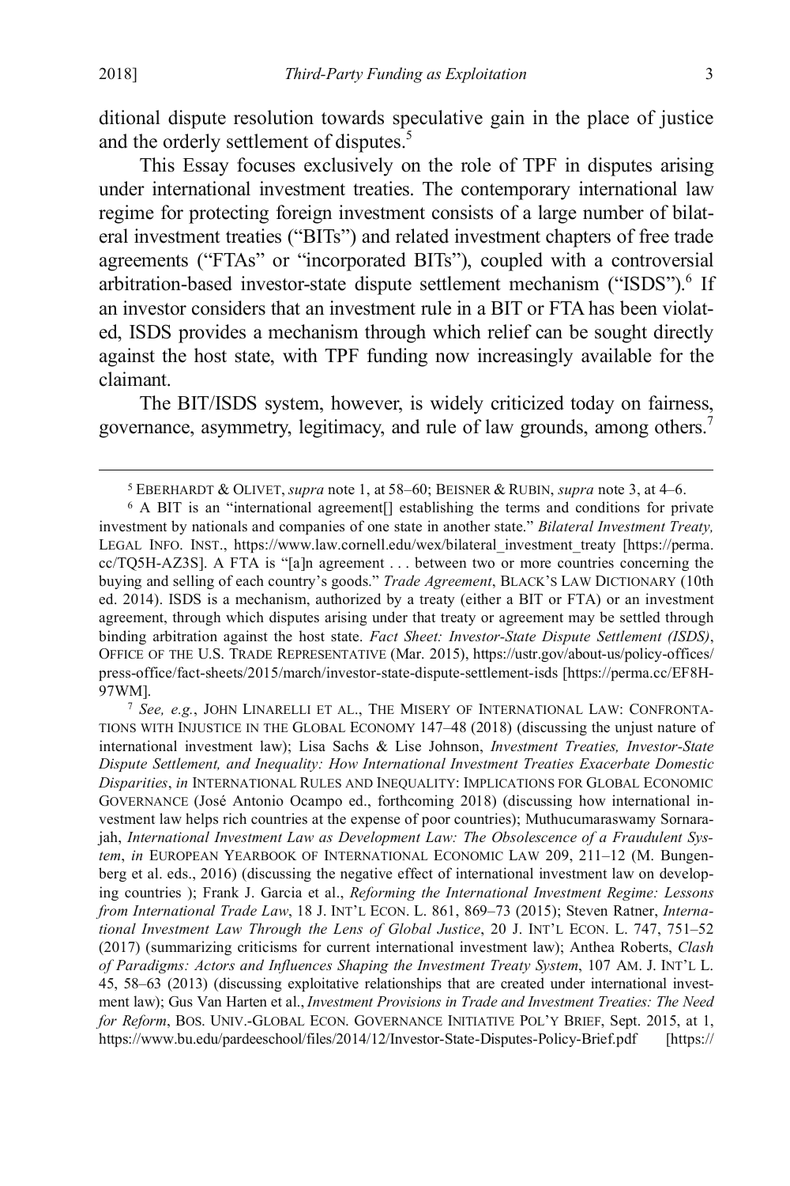ditional dispute resolution towards speculative gain in the place of justice and the orderly settlement of disputes.[5]

This Essay focuses exclusively on the role of TPF in disputes arising under international investment treaties. The contemporary international law regime for protecting foreign investment consists of a large number of bilateral investment treaties ("BITs") and related investment chapters of free trade agreements ("FTAs" or "incorporated BITs"), coupled with a controversial arbitration-based investor-state dispute settlement mechanism ("ISDS").[6] If an investor considers that an investment rule in a BIT or FTA has been violated, ISDS provides a mechanism through which relief can be sought directly against the host state, with TPF funding now increasingly available for the claimant.

The BIT/ISDS system, however, is widely criticized today on fairness, governance, asymmetry, legitimacy, and rule of law grounds, among others.[7]

---

[5] EBERHARDT & OLIVET, *supra* note 1, at 58–60; BEISNER & RUBIN, *supra* note 3, at 4–6.

[6] A BIT is an "international agreement[] establishing the terms and conditions for private investment by nationals and companies of one state in another state." *Bilateral Investment Treaty,* LEGAL INFO. INST., https://www.law.cornell.edu/wex/bilateral_investment_treaty [https://perma.cc/TQ5H-AZ3S]. A FTA is "[a]n agreement . . . between two or more countries concerning the buying and selling of each country's goods." *Trade Agreement*, BLACK'S LAW DICTIONARY (10th ed. 2014). ISDS is a mechanism, authorized by a treaty (either a BIT or FTA) or an investment agreement, through which disputes arising under that treaty or agreement may be settled through binding arbitration against the host state. *Fact Sheet: Investor-State Dispute Settlement (ISDS)*, OFFICE OF THE U.S. TRADE REPRESENTATIVE (Mar. 2015), https://ustr.gov/about-us/policy-offices/press-office/fact-sheets/2015/march/investor-state-dispute-settlement-isds [https://perma.cc/EF8H-97WM].

[7] *See, e.g.*, JOHN LINARELLI ET AL., THE MISERY OF INTERNATIONAL LAW: CONFRONTATIONS WITH INJUSTICE IN THE GLOBAL ECONOMY 147–48 (2018) (discussing the unjust nature of international investment law); Lisa Sachs & Lise Johnson, *Investment Treaties, Investor-State Dispute Settlement, and Inequality: How International Investment Treaties Exacerbate Domestic Disparities*, *in* INTERNATIONAL RULES AND INEQUALITY: IMPLICATIONS FOR GLOBAL ECONOMIC GOVERNANCE (José Antonio Ocampo ed., forthcoming 2018) (discussing how international investment law helps rich countries at the expense of poor countries); Muthucumaraswamy Sornarajah, *International Investment Law as Development Law: The Obsolescence of a Fraudulent System*, *in* EUROPEAN YEARBOOK OF INTERNATIONAL ECONOMIC LAW 209, 211–12 (M. Bungenberg et al. eds., 2016) (discussing the negative effect of international investment law on developing countries ); Frank J. Garcia et al., *Reforming the International Investment Regime: Lessons from International Trade Law*, 18 J. INT'L ECON. L. 861, 869–73 (2015); Steven Ratner, *International Investment Law Through the Lens of Global Justice*, 20 J. INT'L ECON. L. 747, 751–52 (2017) (summarizing criticisms for current international investment law); Anthea Roberts, *Clash of Paradigms: Actors and Influences Shaping the Investment Treaty System*, 107 AM. J. INT'L L. 45, 58–63 (2013) (discussing exploitative relationships that are created under international investment law); Gus Van Harten et al., *Investment Provisions in Trade and Investment Treaties: The Need for Reform*, BOS. UNIV.-GLOBAL ECON. GOVERNANCE INITIATIVE POL'Y BRIEF, Sept. 2015, at 1, https://www.bu.edu/pardeeschool/files/2014/12/Investor-State-Disputes-Policy-Brief.pdf [https://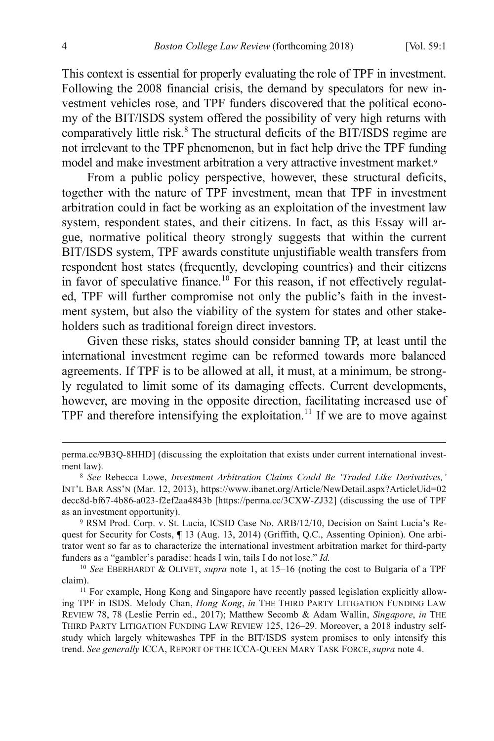This context is essential for properly evaluating the role of TPF in investment. Following the 2008 financial crisis, the demand by speculators for new investment vehicles rose, and TPF funders discovered that the political economy of the BIT/ISDS system offered the possibility of very high returns with comparatively little risk.[8] The structural deficits of the BIT/ISDS regime are not irrelevant to the TPF phenomenon, but in fact help drive the TPF funding model and make investment arbitration a very attractive investment market.[9]

From a public policy perspective, however, these structural deficits, together with the nature of TPF investment, mean that TPF in investment arbitration could in fact be working as an exploitation of the investment law system, respondent states, and their citizens. In fact, as this Essay will argue, normative political theory strongly suggests that within the current BIT/ISDS system, TPF awards constitute unjustifiable wealth transfers from respondent host states (frequently, developing countries) and their citizens in favor of speculative finance.[10] For this reason, if not effectively regulated, TPF will further compromise not only the public's faith in the investment system, but also the viability of the system for states and other stakeholders such as traditional foreign direct investors.

Given these risks, states should consider banning TP, at least until the international investment regime can be reformed towards more balanced agreements. If TPF is to be allowed at all, it must, at a minimum, be strongly regulated to limit some of its damaging effects. Current developments, however, are moving in the opposite direction, facilitating increased use of TPF and therefore intensifying the exploitation.[11] If we are to move against

---

perma.cc/9B3Q-8HHD] (discussing the exploitation that exists under current international investment law).

[8] *See* Rebecca Lowe, *Investment Arbitration Claims Could Be 'Traded Like Derivatives,'* INT'L BAR ASS'N (Mar. 12, 2013), https://www.ibanet.org/Article/NewDetail.aspx?ArticleUid=02decc8d-bf67-4b86-a023-f2ef2aa4843b [https://perma.cc/3CXW-ZJ32] (discussing the use of TPF as an investment opportunity).

[9] RSM Prod. Corp. v. St. Lucia, ICSID Case No. ARB/12/10, Decision on Saint Lucia's Request for Security for Costs, ¶ 13 (Aug. 13, 2014) (Griffith, Q.C., Assenting Opinion). One arbitrator went so far as to characterize the international investment arbitration market for third-party funders as a "gambler's paradise: heads I win, tails I do not lose." *Id.*

[10] *See* EBERHARDT & OLIVET, *supra* note 1, at 15–16 (noting the cost to Bulgaria of a TPF claim).

[11] For example, Hong Kong and Singapore have recently passed legislation explicitly allowing TPF in ISDS. Melody Chan, *Hong Kong*, *in* THE THIRD PARTY LITIGATION FUNDING LAW REVIEW 78, 78 (Leslie Perrin ed., 2017); Matthew Secomb & Adam Wallin, *Singapore*, *in* THE THIRD PARTY LITIGATION FUNDING LAW REVIEW 125, 126–29. Moreover, a 2018 industry self-study which largely whitewashes TPF in the BIT/ISDS system promises to only intensify this trend. *See generally* ICCA, REPORT OF THE ICCA-QUEEN MARY TASK FORCE, *supra* note 4.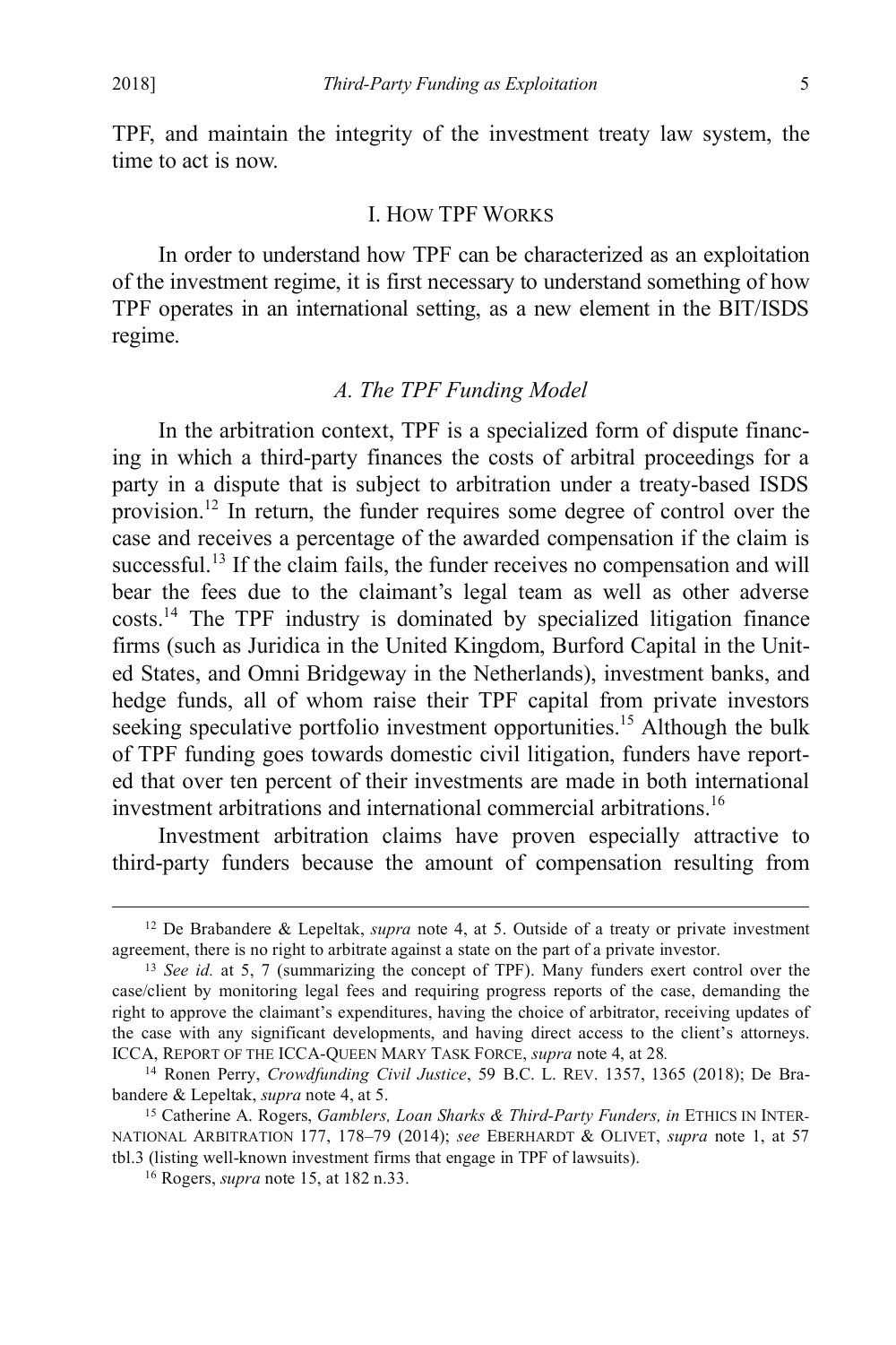TPF, and maintain the integrity of the investment treaty law system, the time to act is now.

## I. How TPF Works

In order to understand how TPF can be characterized as an exploitation of the investment regime, it is first necessary to understand something of how TPF operates in an international setting, as a new element in the BIT/ISDS regime.

### *A. The TPF Funding Model*

In the arbitration context, TPF is a specialized form of dispute financing in which a third-party finances the costs of arbitral proceedings for a party in a dispute that is subject to arbitration under a treaty-based ISDS provision.[12] In return, the funder requires some degree of control over the case and receives a percentage of the awarded compensation if the claim is successful.[13] If the claim fails, the funder receives no compensation and will bear the fees due to the claimant's legal team as well as other adverse costs.[14] The TPF industry is dominated by specialized litigation finance firms (such as Juridica in the United Kingdom, Burford Capital in the United States, and Omni Bridgeway in the Netherlands), investment banks, and hedge funds, all of whom raise their TPF capital from private investors seeking speculative portfolio investment opportunities.[15] Although the bulk of TPF funding goes towards domestic civil litigation, funders have reported that over ten percent of their investments are made in both international investment arbitrations and international commercial arbitrations.[16]

Investment arbitration claims have proven especially attractive to third-party funders because the amount of compensation resulting from

---

[12] De Brabandere & Lepeltak, *supra* note 4, at 5. Outside of a treaty or private investment agreement, there is no right to arbitrate against a state on the part of a private investor.

[13] *See id.* at 5, 7 (summarizing the concept of TPF). Many funders exert control over the case/client by monitoring legal fees and requiring progress reports of the case, demanding the right to approve the claimant's expenditures, having the choice of arbitrator, receiving updates of the case with any significant developments, and having direct access to the client's attorneys. ICCA, Report of the ICCA-Queen Mary Task Force, *supra* note 4, at 28.

[14] Ronen Perry, *Crowdfunding Civil Justice*, 59 B.C. L. Rev. 1357, 1365 (2018); De Brabandere & Lepeltak, *supra* note 4, at 5.

[15] Catherine A. Rogers, *Gamblers, Loan Sharks & Third-Party Funders, in* Ethics in International Arbitration 177, 178–79 (2014); *see* Eberhardt & Olivet, *supra* note 1, at 57 tbl.3 (listing well-known investment firms that engage in TPF of lawsuits).

[16] Rogers, *supra* note 15, at 182 n.33.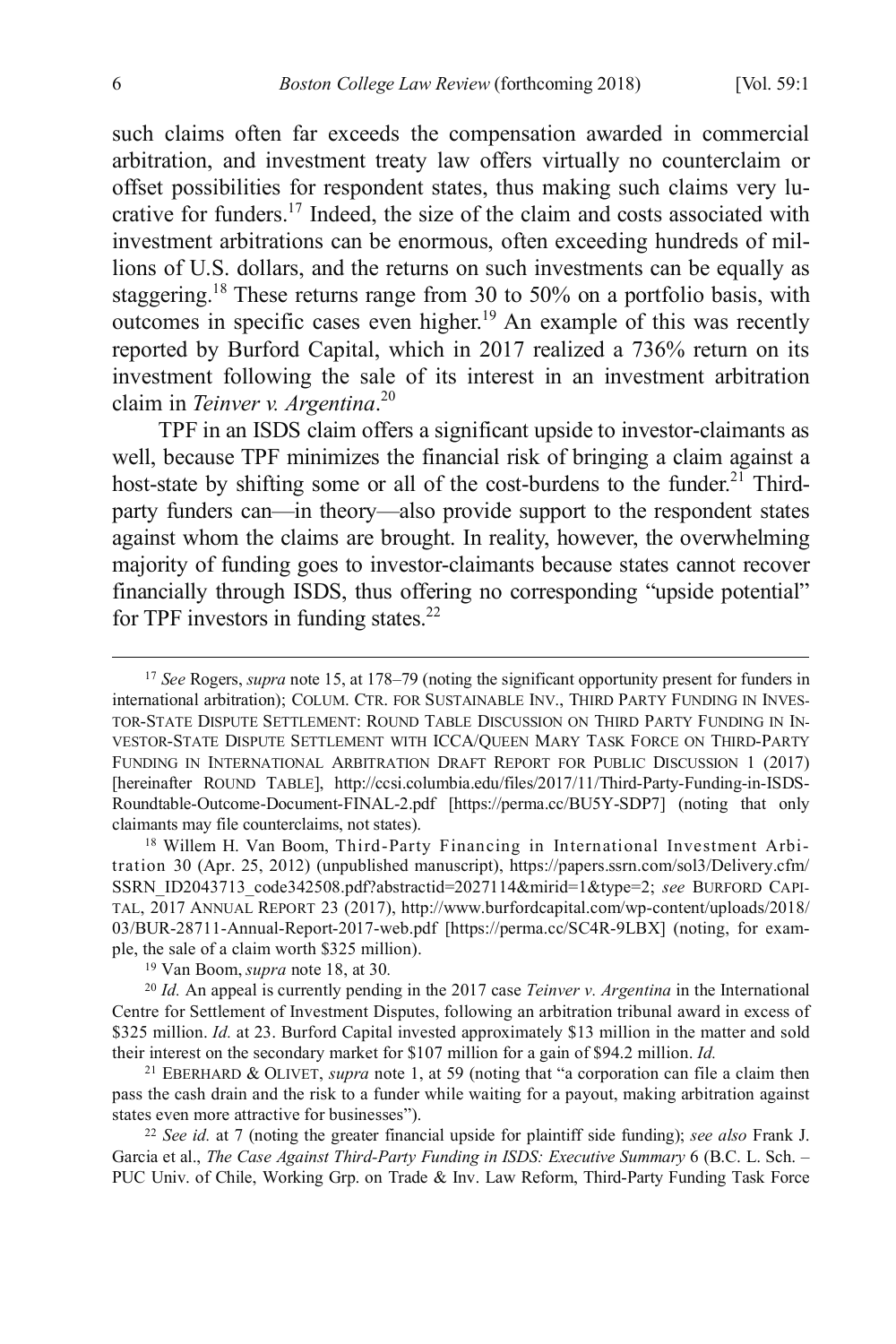such claims often far exceeds the compensation awarded in commercial arbitration, and investment treaty law offers virtually no counterclaim or offset possibilities for respondent states, thus making such claims very lucrative for funders.[17] Indeed, the size of the claim and costs associated with investment arbitrations can be enormous, often exceeding hundreds of millions of U.S. dollars, and the returns on such investments can be equally as staggering.[18] These returns range from 30 to 50% on a portfolio basis, with outcomes in specific cases even higher.[19] An example of this was recently reported by Burford Capital, which in 2017 realized a 736% return on its investment following the sale of its interest in an investment arbitration claim in *Teinver v. Argentina*.[20]

TPF in an ISDS claim offers a significant upside to investor-claimants as well, because TPF minimizes the financial risk of bringing a claim against a host-state by shifting some or all of the cost-burdens to the funder.[21] Third-party funders can—in theory—also provide support to the respondent states against whom the claims are brought. In reality, however, the overwhelming majority of funding goes to investor-claimants because states cannot recover financially through ISDS, thus offering no corresponding "upside potential" for TPF investors in funding states.[22]

---

[17] *See* Rogers, *supra* note 15, at 178–79 (noting the significant opportunity present for funders in international arbitration); COLUM. CTR. FOR SUSTAINABLE INV., THIRD PARTY FUNDING IN INVESTOR-STATE DISPUTE SETTLEMENT: ROUND TABLE DISCUSSION ON THIRD PARTY FUNDING IN INVESTOR-STATE DISPUTE SETTLEMENT WITH ICCA/QUEEN MARY TASK FORCE ON THIRD-PARTY FUNDING IN INTERNATIONAL ARBITRATION DRAFT REPORT FOR PUBLIC DISCUSSION 1 (2017) [hereinafter ROUND TABLE], http://ccsi.columbia.edu/files/2017/11/Third-Party-Funding-in-ISDS-Roundtable-Outcome-Document-FINAL-2.pdf [https://perma.cc/BU5Y-SDP7] (noting that only claimants may file counterclaims, not states).

[18] Willem H. Van Boom, Third-Party Financing in International Investment Arbitration 30 (Apr. 25, 2012) (unpublished manuscript), https://papers.ssrn.com/sol3/Delivery.cfm/SSRN_ID2043713_code342508.pdf?abstractid=2027114&mirid=1&type=2; *see* BURFORD CAPITAL, 2017 ANNUAL REPORT 23 (2017), http://www.burfordcapital.com/wp-content/uploads/2018/03/BUR-28711-Annual-Report-2017-web.pdf [https://perma.cc/SC4R-9LBX] (noting, for example, the sale of a claim worth $325 million).

[19] Van Boom, *supra* note 18, at 30.

[20] *Id.* An appeal is currently pending in the 2017 case *Teinver v. Argentina* in the International Centre for Settlement of Investment Disputes, following an arbitration tribunal award in excess of $325 million. *Id.* at 23. Burford Capital invested approximately $13 million in the matter and sold their interest on the secondary market for $107 million for a gain of $94.2 million. *Id.*

[21] EBERHARD & OLIVET, *supra* note 1, at 59 (noting that "a corporation can file a claim then pass the cash drain and the risk to a funder while waiting for a payout, making arbitration against states even more attractive for businesses").

[22] *See id.* at 7 (noting the greater financial upside for plaintiff side funding); *see also* Frank J. Garcia et al., *The Case Against Third-Party Funding in ISDS: Executive Summary* 6 (B.C. L. Sch. – PUC Univ. of Chile, Working Grp. on Trade & Inv. Law Reform, Third-Party Funding Task Force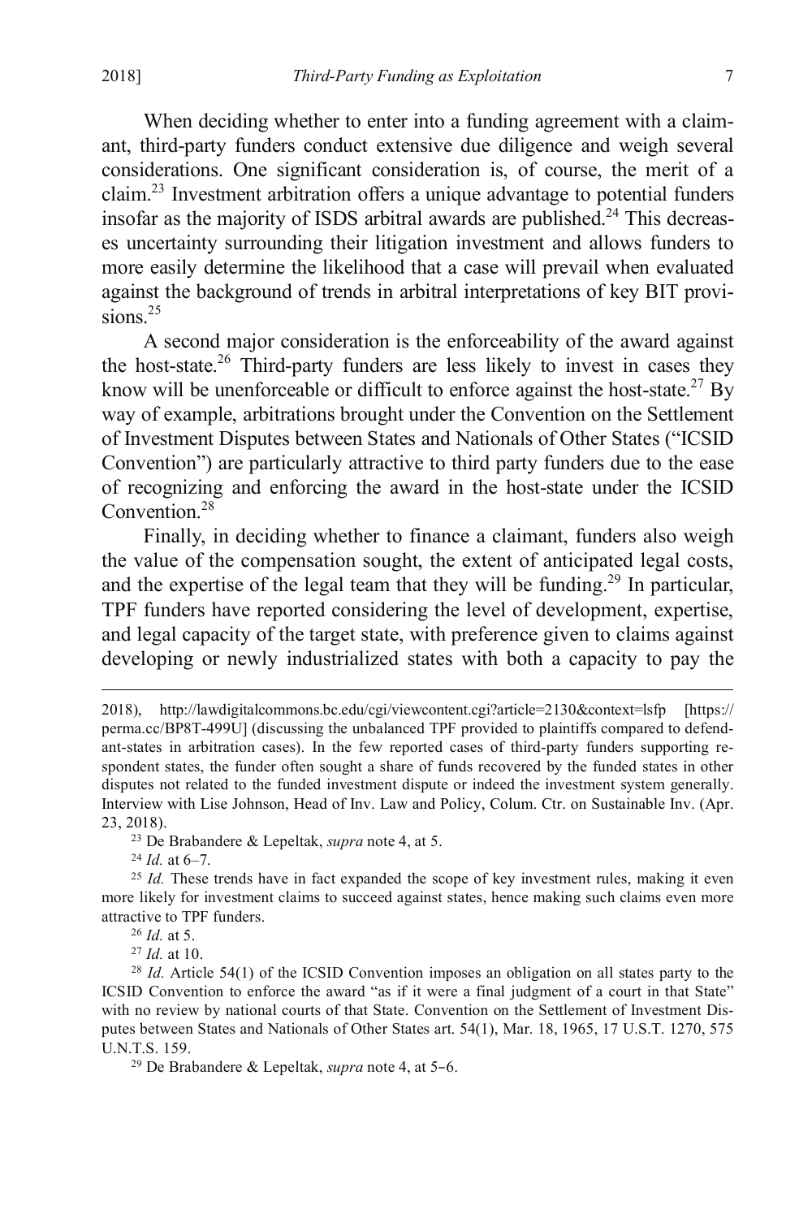When deciding whether to enter into a funding agreement with a claimant, third-party funders conduct extensive due diligence and weigh several considerations. One significant consideration is, of course, the merit of a claim.[23] Investment arbitration offers a unique advantage to potential funders insofar as the majority of ISDS arbitral awards are published.[24] This decreases uncertainty surrounding their litigation investment and allows funders to more easily determine the likelihood that a case will prevail when evaluated against the background of trends in arbitral interpretations of key BIT provisions.[25]

A second major consideration is the enforceability of the award against the host-state.[26] Third-party funders are less likely to invest in cases they know will be unenforceable or difficult to enforce against the host-state.[27] By way of example, arbitrations brought under the Convention on the Settlement of Investment Disputes between States and Nationals of Other States ("ICSID Convention") are particularly attractive to third party funders due to the ease of recognizing and enforcing the award in the host-state under the ICSID Convention.[28]

Finally, in deciding whether to finance a claimant, funders also weigh the value of the compensation sought, the extent of anticipated legal costs, and the expertise of the legal team that they will be funding.[29] In particular, TPF funders have reported considering the level of development, expertise, and legal capacity of the target state, with preference given to claims against developing or newly industrialized states with both a capacity to pay the

---

2018), http://lawdigitalcommons.bc.edu/cgi/viewcontent.cgi?article=2130&context=lsfp [https://perma.cc/BP8T-499U] (discussing the unbalanced TPF provided to plaintiffs compared to defendant-states in arbitration cases). In the few reported cases of third-party funders supporting respondent states, the funder often sought a share of funds recovered by the funded states in other disputes not related to the funded investment dispute or indeed the investment system generally. Interview with Lise Johnson, Head of Inv. Law and Policy, Colum. Ctr. on Sustainable Inv. (Apr. 23, 2018).

[23] De Brabandere & Lepeltak, *supra* note 4, at 5.

[24] *Id.* at 6–7.

[25] *Id.* These trends have in fact expanded the scope of key investment rules, making it even more likely for investment claims to succeed against states, hence making such claims even more attractive to TPF funders.

[26] *Id.* at 5.

[27] *Id.* at 10.

[28] *Id.* Article 54(1) of the ICSID Convention imposes an obligation on all states party to the ICSID Convention to enforce the award "as if it were a final judgment of a court in that State" with no review by national courts of that State. Convention on the Settlement of Investment Disputes between States and Nationals of Other States art. 54(1), Mar. 18, 1965, 17 U.S.T. 1270, 575 U.N.T.S. 159.

[29] De Brabandere & Lepeltak, *supra* note 4, at 5–6.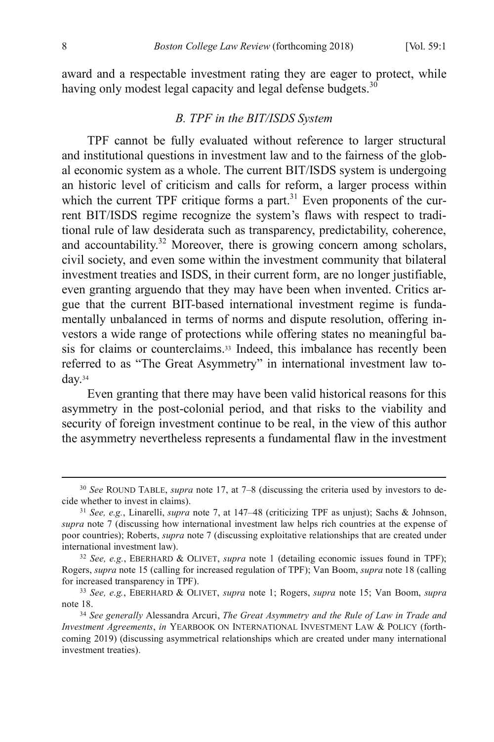award and a respectable investment rating they are eager to protect, while having only modest legal capacity and legal defense budgets.[30]

### *B. TPF in the BIT/ISDS System*

TPF cannot be fully evaluated without reference to larger structural and institutional questions in investment law and to the fairness of the global economic system as a whole. The current BIT/ISDS system is undergoing an historic level of criticism and calls for reform, a larger process within which the current TPF critique forms a part.[31] Even proponents of the current BIT/ISDS regime recognize the system's flaws with respect to traditional rule of law desiderata such as transparency, predictability, coherence, and accountability.[32] Moreover, there is growing concern among scholars, civil society, and even some within the investment community that bilateral investment treaties and ISDS, in their current form, are no longer justifiable, even granting arguendo that they may have been when invented. Critics argue that the current BIT-based international investment regime is fundamentally unbalanced in terms of norms and dispute resolution, offering investors a wide range of protections while offering states no meaningful basis for claims or counterclaims.[33] Indeed, this imbalance has recently been referred to as "The Great Asymmetry" in international investment law today.[34]

Even granting that there may have been valid historical reasons for this asymmetry in the post-colonial period, and that risks to the viability and security of foreign investment continue to be real, in the view of this author the asymmetry nevertheless represents a fundamental flaw in the investment

---

[30] *See* ROUND TABLE, *supra* note 17, at 7–8 (discussing the criteria used by investors to decide whether to invest in claims).

[31] *See, e.g.*, Linarelli, *supra* note 7, at 147–48 (criticizing TPF as unjust); Sachs & Johnson, *supra* note 7 (discussing how international investment law helps rich countries at the expense of poor countries); Roberts, *supra* note 7 (discussing exploitative relationships that are created under international investment law).

[32] *See, e.g.*, EBERHARD & OLIVET, *supra* note 1 (detailing economic issues found in TPF); Rogers, *supra* note 15 (calling for increased regulation of TPF); Van Boom, *supra* note 18 (calling for increased transparency in TPF).

[33] *See, e.g.*, EBERHARD & OLIVET, *supra* note 1; Rogers, *supra* note 15; Van Boom, *supra* note 18.

[34] *See generally* Alessandra Arcuri, *The Great Asymmetry and the Rule of Law in Trade and Investment Agreements*, *in* YEARBOOK ON INTERNATIONAL INVESTMENT LAW & POLICY (forthcoming 2019) (discussing asymmetrical relationships which are created under many international investment treaties).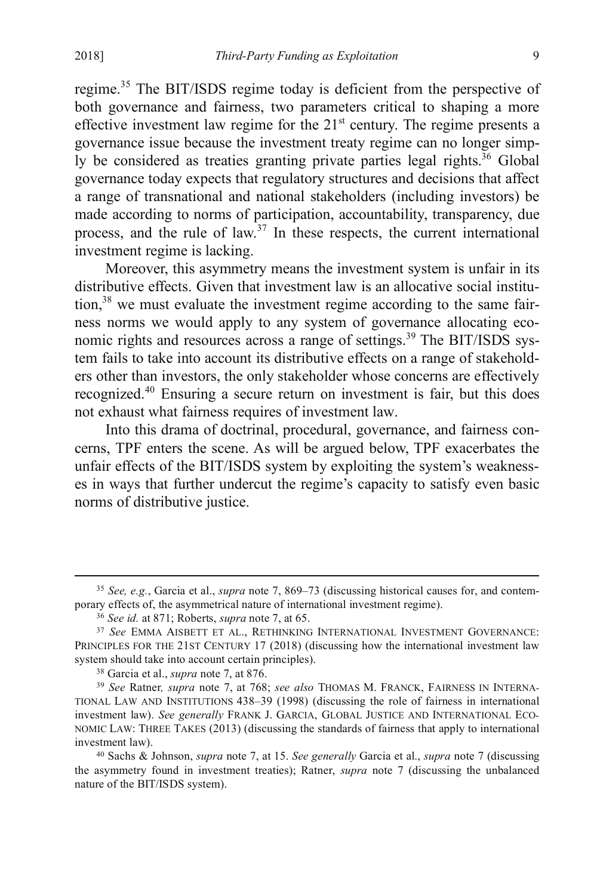regime.[35] The BIT/ISDS regime today is deficient from the perspective of both governance and fairness, two parameters critical to shaping a more effective investment law regime for the 21[st] century. The regime presents a governance issue because the investment treaty regime can no longer simply be considered as treaties granting private parties legal rights.[36] Global governance today expects that regulatory structures and decisions that affect a range of transnational and national stakeholders (including investors) be made according to norms of participation, accountability, transparency, due process, and the rule of law.[37] In these respects, the current international investment regime is lacking.

Moreover, this asymmetry means the investment system is unfair in its distributive effects. Given that investment law is an allocative social institution,[38] we must evaluate the investment regime according to the same fairness norms we would apply to any system of governance allocating economic rights and resources across a range of settings.[39] The BIT/ISDS system fails to take into account its distributive effects on a range of stakeholders other than investors, the only stakeholder whose concerns are effectively recognized.[40] Ensuring a secure return on investment is fair, but this does not exhaust what fairness requires of investment law.

Into this drama of doctrinal, procedural, governance, and fairness concerns, TPF enters the scene. As will be argued below, TPF exacerbates the unfair effects of the BIT/ISDS system by exploiting the system's weaknesses in ways that further undercut the regime's capacity to satisfy even basic norms of distributive justice.

---

[35] *See, e.g.*, Garcia et al., *supra* note 7, 869–73 (discussing historical causes for, and contemporary effects of, the asymmetrical nature of international investment regime).

[36] *See id.* at 871; Roberts, *supra* note 7, at 65.

[37] *See* EMMA AISBETT ET AL., RETHINKING INTERNATIONAL INVESTMENT GOVERNANCE: PRINCIPLES FOR THE 21ST CENTURY 17 (2018) (discussing how the international investment law system should take into account certain principles).

[38] Garcia et al., *supra* note 7, at 876.

[39] *See* Ratner*, supra* note 7, at 768; *see also* THOMAS M. FRANCK, FAIRNESS IN INTERNATIONAL LAW AND INSTITUTIONS 438–39 (1998) (discussing the role of fairness in international investment law). *See generally* FRANK J. GARCIA, GLOBAL JUSTICE AND INTERNATIONAL ECONOMIC LAW: THREE TAKES (2013) (discussing the standards of fairness that apply to international investment law).

[40] Sachs & Johnson, *supra* note 7, at 15. *See generally* Garcia et al., *supra* note 7 (discussing the asymmetry found in investment treaties); Ratner, *supra* note 7 (discussing the unbalanced nature of the BIT/ISDS system).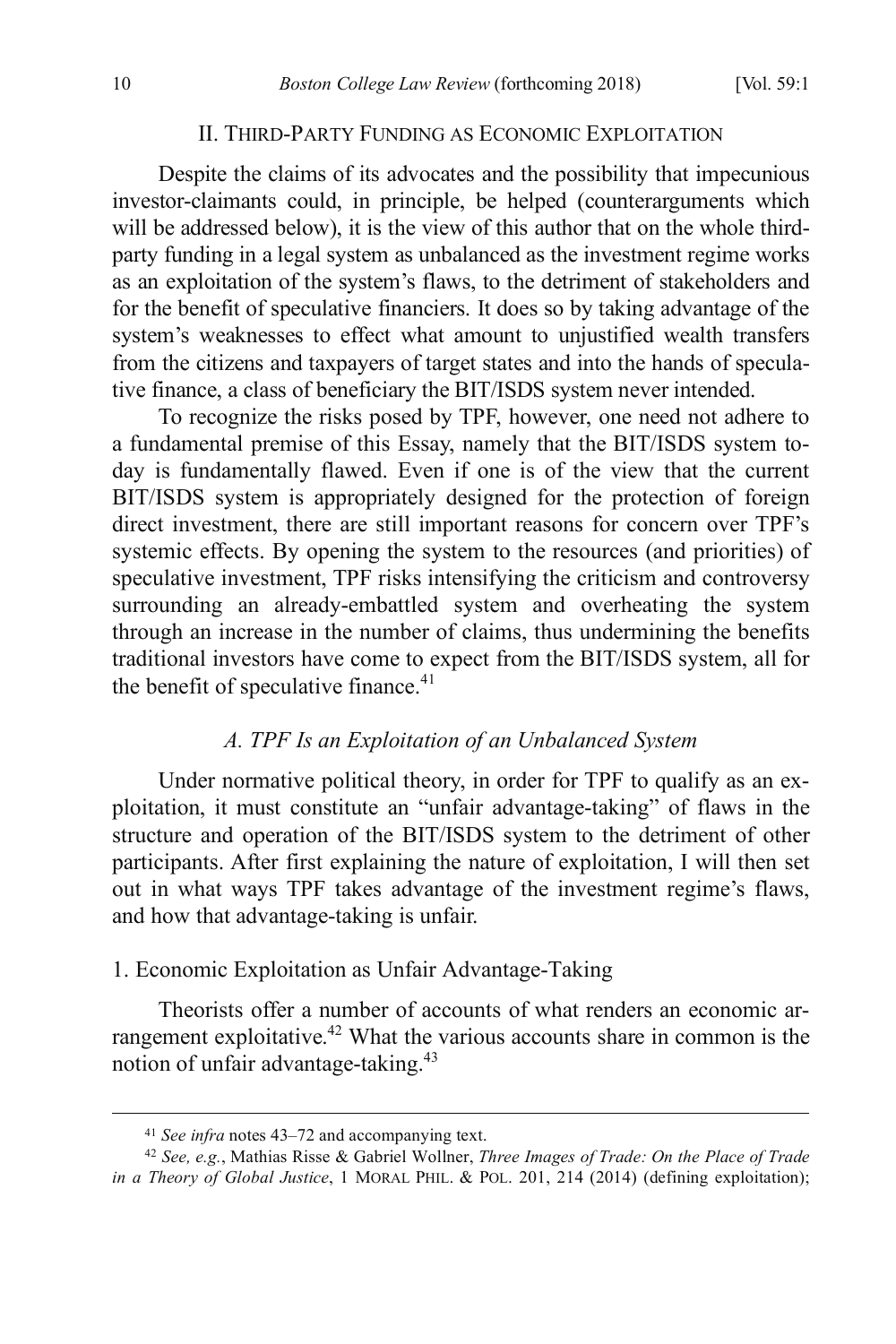## II. THIRD-PARTY FUNDING AS ECONOMIC EXPLOITATION

Despite the claims of its advocates and the possibility that impecunious investor-claimants could, in principle, be helped (counterarguments which will be addressed below), it is the view of this author that on the whole third-party funding in a legal system as unbalanced as the investment regime works as an exploitation of the system's flaws, to the detriment of stakeholders and for the benefit of speculative financiers. It does so by taking advantage of the system's weaknesses to effect what amount to unjustified wealth transfers from the citizens and taxpayers of target states and into the hands of speculative finance, a class of beneficiary the BIT/ISDS system never intended.

To recognize the risks posed by TPF, however, one need not adhere to a fundamental premise of this Essay, namely that the BIT/ISDS system today is fundamentally flawed. Even if one is of the view that the current BIT/ISDS system is appropriately designed for the protection of foreign direct investment, there are still important reasons for concern over TPF's systemic effects. By opening the system to the resources (and priorities) of speculative investment, TPF risks intensifying the criticism and controversy surrounding an already-embattled system and overheating the system through an increase in the number of claims, thus undermining the benefits traditional investors have come to expect from the BIT/ISDS system, all for the benefit of speculative finance.[41]

### *A. TPF Is an Exploitation of an Unbalanced System*

Under normative political theory, in order for TPF to qualify as an exploitation, it must constitute an "unfair advantage-taking" of flaws in the structure and operation of the BIT/ISDS system to the detriment of other participants. After first explaining the nature of exploitation, I will then set out in what ways TPF takes advantage of the investment regime's flaws, and how that advantage-taking is unfair.

#### 1. Economic Exploitation as Unfair Advantage-Taking

Theorists offer a number of accounts of what renders an economic arrangement exploitative.[42] What the various accounts share in common is the notion of unfair advantage-taking.[43]

---

[41] *See infra* notes 43–72 and accompanying text.

[42] *See, e.g.*, Mathias Risse & Gabriel Wollner, *Three Images of Trade: On the Place of Trade in a Theory of Global Justice*, 1 MORAL PHIL. & POL. 201, 214 (2014) (defining exploitation);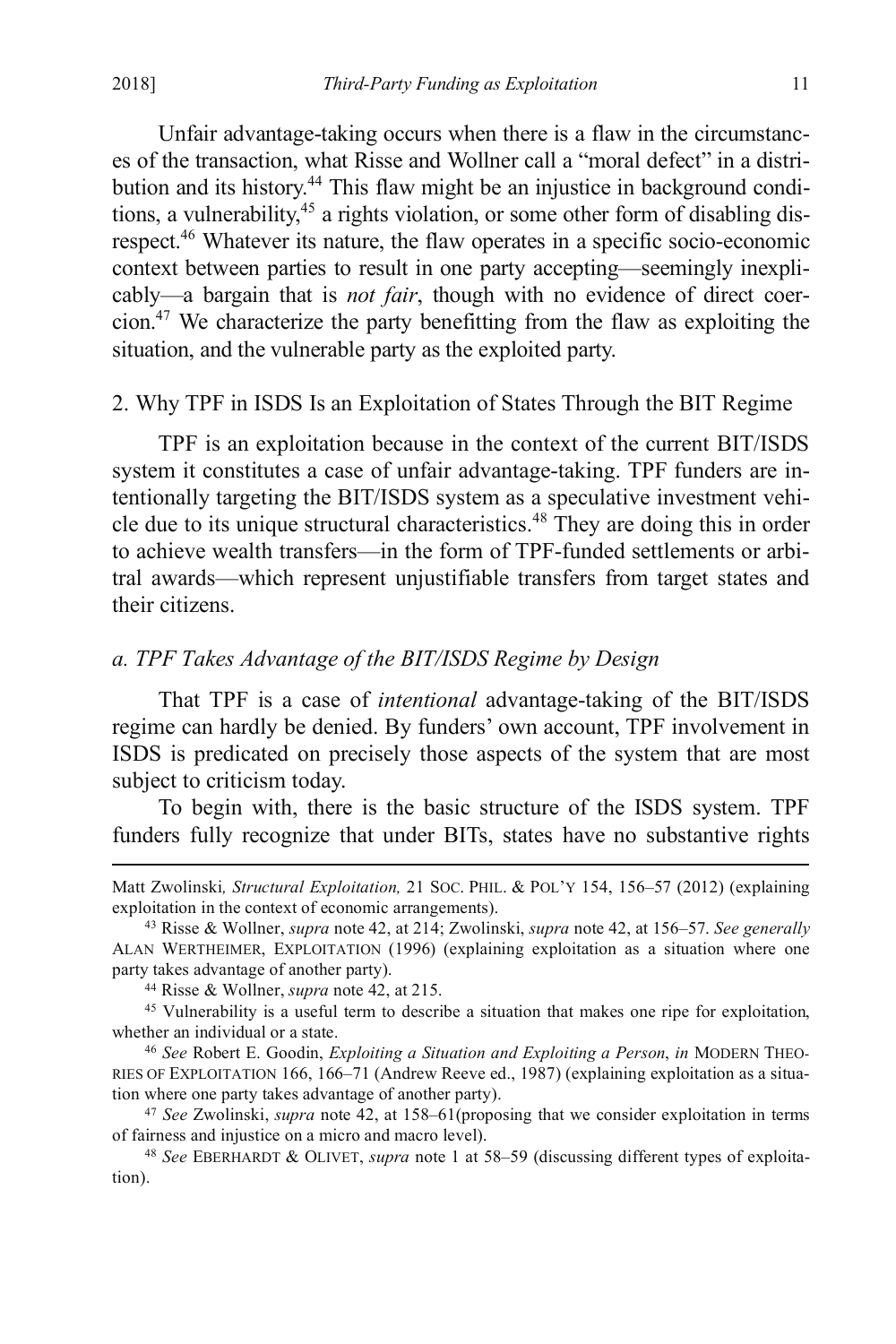Unfair advantage-taking occurs when there is a flaw in the circumstances of the transaction, what Risse and Wollner call a "moral defect" in a distribution and its history.[44] This flaw might be an injustice in background conditions, a vulnerability,[45] a rights violation, or some other form of disabling disrespect.[46] Whatever its nature, the flaw operates in a specific socio-economic context between parties to result in one party accepting—seemingly inexplicably—a bargain that is *not fair*, though with no evidence of direct coercion.[47] We characterize the party benefitting from the flaw as exploiting the situation, and the vulnerable party as the exploited party.

## 2. Why TPF in ISDS Is an Exploitation of States Through the BIT Regime

TPF is an exploitation because in the context of the current BIT/ISDS system it constitutes a case of unfair advantage-taking. TPF funders are intentionally targeting the BIT/ISDS system as a speculative investment vehicle due to its unique structural characteristics.[48] They are doing this in order to achieve wealth transfers—in the form of TPF-funded settlements or arbitral awards—which represent unjustifiable transfers from target states and their citizens.

### *a. TPF Takes Advantage of the BIT/ISDS Regime by Design*

That TPF is a case of *intentional* advantage-taking of the BIT/ISDS regime can hardly be denied. By funders' own account, TPF involvement in ISDS is predicated on precisely those aspects of the system that are most subject to criticism today.

To begin with, there is the basic structure of the ISDS system. TPF funders fully recognize that under BITs, states have no substantive rights

---

Matt Zwolinski, *Structural Exploitation,* 21 SOC. PHIL. & POL'Y 154, 156–57 (2012) (explaining exploitation in the context of economic arrangements).

[43] Risse & Wollner, *supra* note 42, at 214; Zwolinski, *supra* note 42, at 156–57. *See generally* ALAN WERTHEIMER, EXPLOITATION (1996) (explaining exploitation as a situation where one party takes advantage of another party).

[44] Risse & Wollner, *supra* note 42, at 215.

[45] Vulnerability is a useful term to describe a situation that makes one ripe for exploitation, whether an individual or a state.

[46] *See* Robert E. Goodin, *Exploiting a Situation and Exploiting a Person*, *in* MODERN THEORIES OF EXPLOITATION 166, 166–71 (Andrew Reeve ed., 1987) (explaining exploitation as a situation where one party takes advantage of another party).

[47] *See* Zwolinski, *supra* note 42, at 158–61(proposing that we consider exploitation in terms of fairness and injustice on a micro and macro level).

[48] *See* EBERHARDT & OLIVET, *supra* note 1 at 58–59 (discussing different types of exploitation).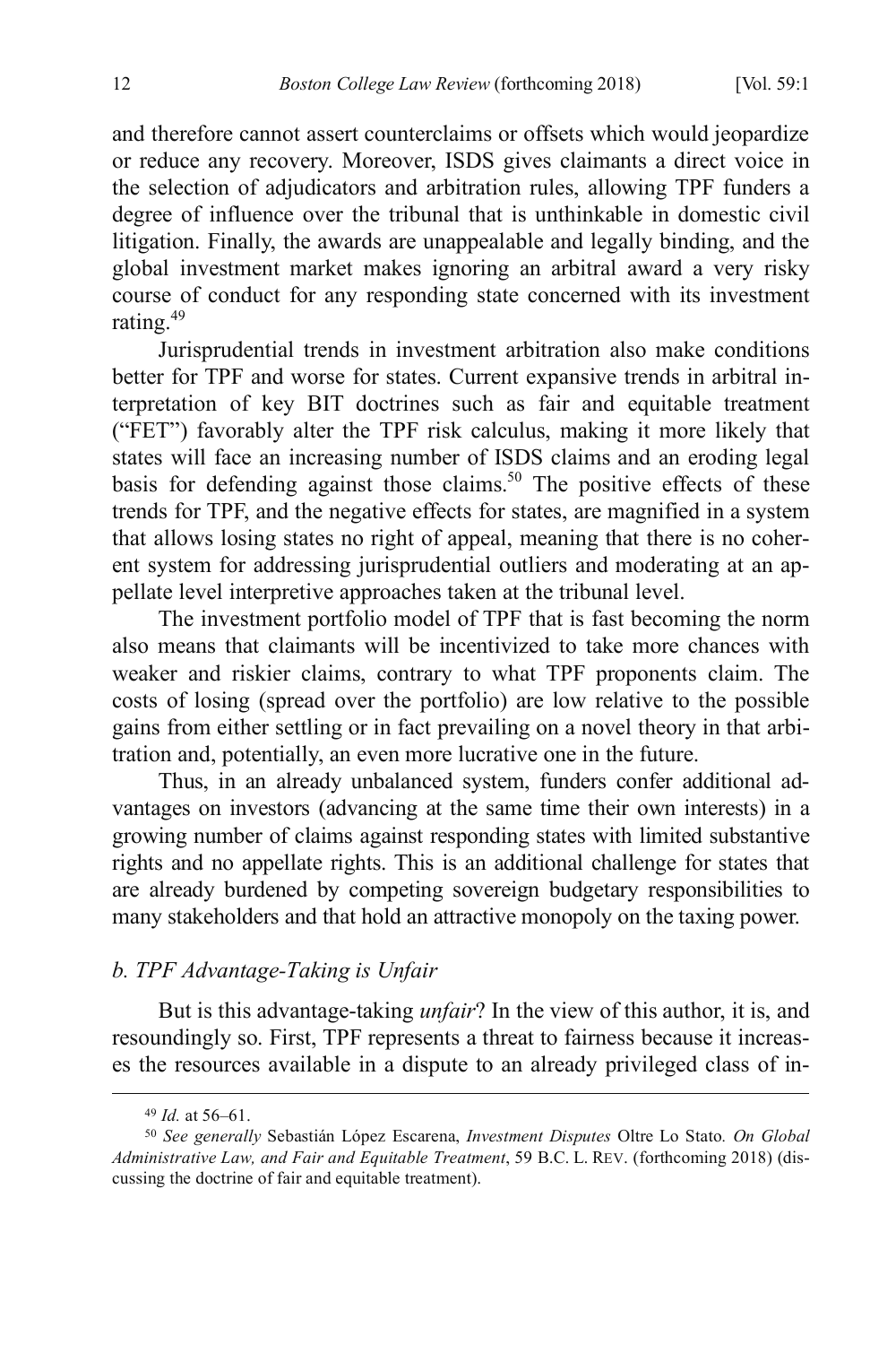and therefore cannot assert counterclaims or offsets which would jeopardize or reduce any recovery. Moreover, ISDS gives claimants a direct voice in the selection of adjudicators and arbitration rules, allowing TPF funders a degree of influence over the tribunal that is unthinkable in domestic civil litigation. Finally, the awards are unappealable and legally binding, and the global investment market makes ignoring an arbitral award a very risky course of conduct for any responding state concerned with its investment rating.[49]

Jurisprudential trends in investment arbitration also make conditions better for TPF and worse for states. Current expansive trends in arbitral interpretation of key BIT doctrines such as fair and equitable treatment ("FET") favorably alter the TPF risk calculus, making it more likely that states will face an increasing number of ISDS claims and an eroding legal basis for defending against those claims.[50] The positive effects of these trends for TPF, and the negative effects for states, are magnified in a system that allows losing states no right of appeal, meaning that there is no coherent system for addressing jurisprudential outliers and moderating at an appellate level interpretive approaches taken at the tribunal level.

The investment portfolio model of TPF that is fast becoming the norm also means that claimants will be incentivized to take more chances with weaker and riskier claims, contrary to what TPF proponents claim. The costs of losing (spread over the portfolio) are low relative to the possible gains from either settling or in fact prevailing on a novel theory in that arbitration and, potentially, an even more lucrative one in the future.

Thus, in an already unbalanced system, funders confer additional advantages on investors (advancing at the same time their own interests) in a growing number of claims against responding states with limited substantive rights and no appellate rights. This is an additional challenge for states that are already burdened by competing sovereign budgetary responsibilities to many stakeholders and that hold an attractive monopoly on the taxing power.

### *b. TPF Advantage-Taking is Unfair*

But is this advantage-taking *unfair*? In the view of this author, it is, and resoundingly so. First, TPF represents a threat to fairness because it increases the resources available in a dispute to an already privileged class of in-

---

[49] *Id.* at 56–61.

[50] *See generally* Sebastián López Escarena, *Investment Disputes* Oltre Lo Stato*. On Global Administrative Law, and Fair and Equitable Treatment*, 59 B.C. L. REV. (forthcoming 2018) (discussing the doctrine of fair and equitable treatment).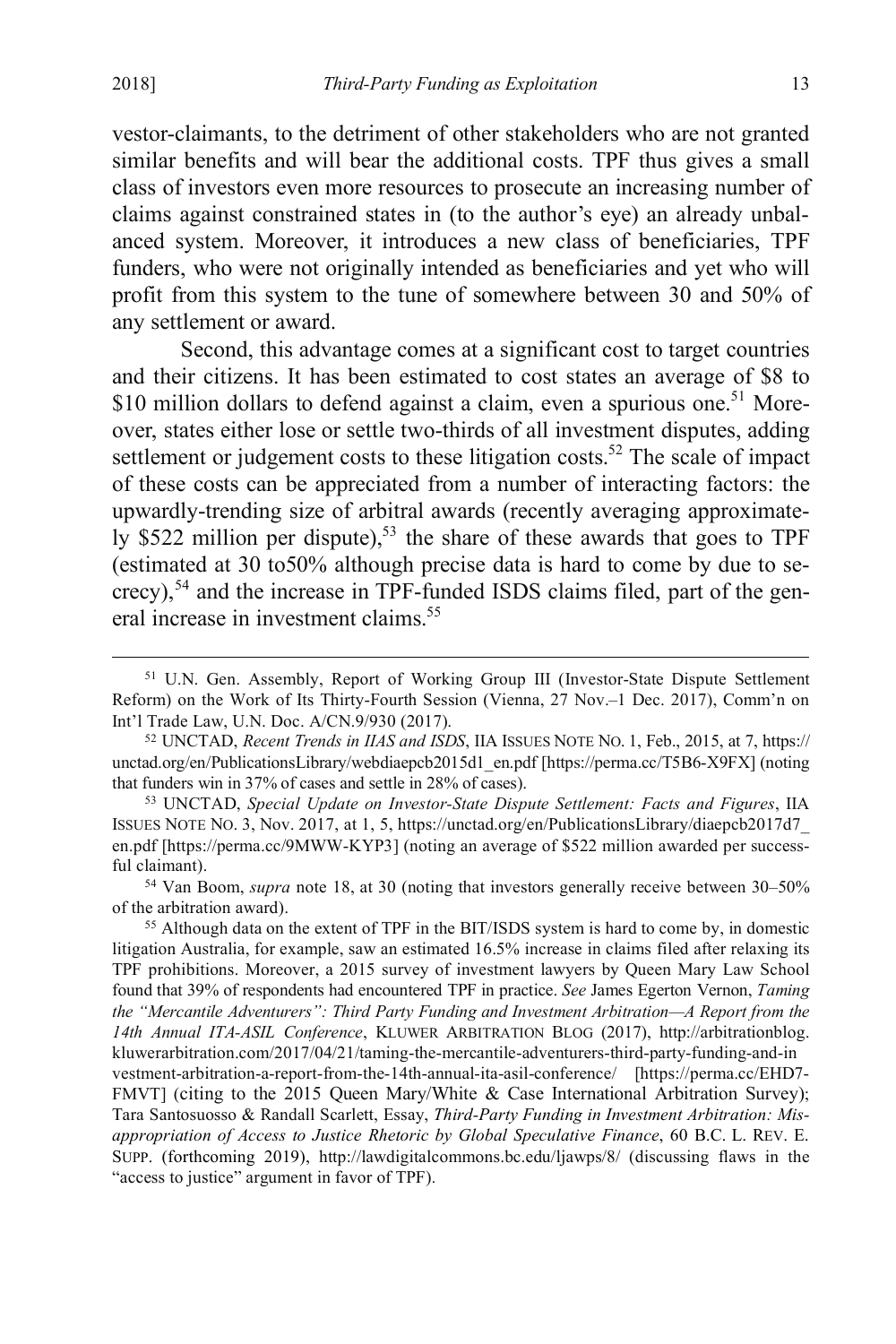vestor-claimants, to the detriment of other stakeholders who are not granted similar benefits and will bear the additional costs. TPF thus gives a small class of investors even more resources to prosecute an increasing number of claims against constrained states in (to the author's eye) an already unbalanced system. Moreover, it introduces a new class of beneficiaries, TPF funders, who were not originally intended as beneficiaries and yet who will profit from this system to the tune of somewhere between 30 and 50% of any settlement or award.

Second, this advantage comes at a significant cost to target countries and their citizens. It has been estimated to cost states an average of $8 to $10 million dollars to defend against a claim, even a spurious one.[51] Moreover, states either lose or settle two-thirds of all investment disputes, adding settlement or judgement costs to these litigation costs.[52] The scale of impact of these costs can be appreciated from a number of interacting factors: the upwardly-trending size of arbitral awards (recently averaging approximately $522 million per dispute),[53] the share of these awards that goes to TPF (estimated at 30 to50% although precise data is hard to come by due to secrecy),[54] and the increase in TPF-funded ISDS claims filed, part of the general increase in investment claims.[55]

---

[51] U.N. Gen. Assembly, Report of Working Group III (Investor-State Dispute Settlement Reform) on the Work of Its Thirty-Fourth Session (Vienna, 27 Nov.–1 Dec. 2017), Comm'n on Int'l Trade Law, U.N. Doc. A/CN.9/930 (2017).

[52] UNCTAD, *Recent Trends in IIAS and ISDS*, IIA ISSUES NOTE NO. 1, Feb., 2015, at 7, https://unctad.org/en/PublicationsLibrary/webdiaepcb2015d1_en.pdf [https://perma.cc/T5B6-X9FX] (noting that funders win in 37% of cases and settle in 28% of cases).

[53] UNCTAD, *Special Update on Investor-State Dispute Settlement: Facts and Figures*, IIA ISSUES NOTE NO. 3, Nov. 2017, at 1, 5, https://unctad.org/en/PublicationsLibrary/diaepcb2017d7_en.pdf [https://perma.cc/9MWW-KYP3] (noting an average of $522 million awarded per successful claimant).

[54] Van Boom, *supra* note 18, at 30 (noting that investors generally receive between 30–50% of the arbitration award).

[55] Although data on the extent of TPF in the BIT/ISDS system is hard to come by, in domestic litigation Australia, for example, saw an estimated 16.5% increase in claims filed after relaxing its TPF prohibitions. Moreover, a 2015 survey of investment lawyers by Queen Mary Law School found that 39% of respondents had encountered TPF in practice. *See* James Egerton Vernon, *Taming the "Mercantile Adventurers": Third Party Funding and Investment Arbitration—A Report from the 14th Annual ITA-ASIL Conference*, KLUWER ARBITRATION BLOG (2017), http://arbitrationblog.kluwerarbitration.com/2017/04/21/taming-the-mercantile-adventurers-third-party-funding-and-investment-arbitration-a-report-from-the-14th-annual-ita-asil-conference/ [https://perma.cc/EHD7-FMVT] (citing to the 2015 Queen Mary/White & Case International Arbitration Survey); Tara Santosuosso & Randall Scarlett, Essay, *Third-Party Funding in Investment Arbitration: Misappropriation of Access to Justice Rhetoric by Global Speculative Finance*, 60 B.C. L. REV. E. SUPP. (forthcoming 2019), http://lawdigitalcommons.bc.edu/ljawps/8/ (discussing flaws in the "access to justice" argument in favor of TPF).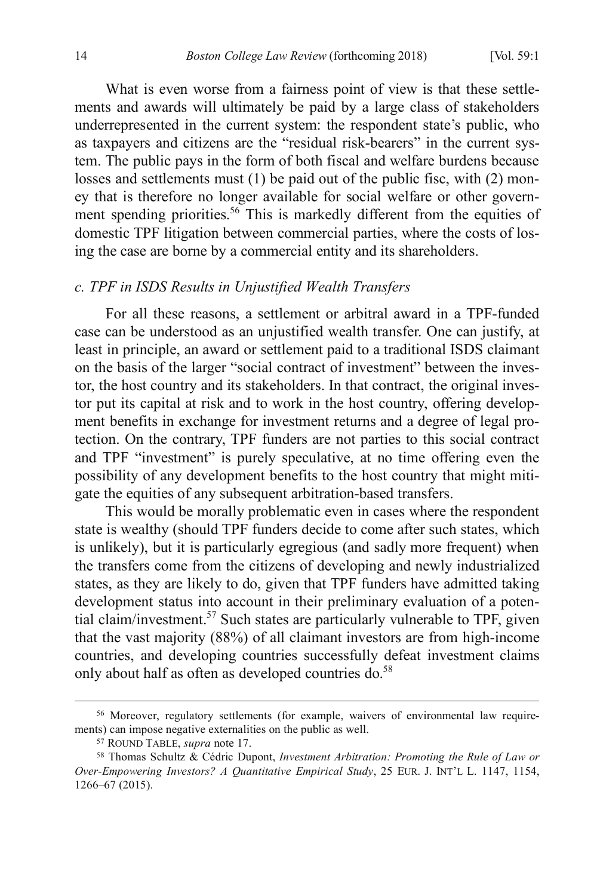What is even worse from a fairness point of view is that these settlements and awards will ultimately be paid by a large class of stakeholders underrepresented in the current system: the respondent state's public, who as taxpayers and citizens are the "residual risk-bearers" in the current system. The public pays in the form of both fiscal and welfare burdens because losses and settlements must (1) be paid out of the public fisc, with (2) money that is therefore no longer available for social welfare or other government spending priorities.[56] This is markedly different from the equities of domestic TPF litigation between commercial parties, where the costs of losing the case are borne by a commercial entity and its shareholders.

### *c. TPF in ISDS Results in Unjustified Wealth Transfers*

For all these reasons, a settlement or arbitral award in a TPF-funded case can be understood as an unjustified wealth transfer. One can justify, at least in principle, an award or settlement paid to a traditional ISDS claimant on the basis of the larger "social contract of investment" between the investor, the host country and its stakeholders. In that contract, the original investor put its capital at risk and to work in the host country, offering development benefits in exchange for investment returns and a degree of legal protection. On the contrary, TPF funders are not parties to this social contract and TPF "investment" is purely speculative, at no time offering even the possibility of any development benefits to the host country that might mitigate the equities of any subsequent arbitration-based transfers.

This would be morally problematic even in cases where the respondent state is wealthy (should TPF funders decide to come after such states, which is unlikely), but it is particularly egregious (and sadly more frequent) when the transfers come from the citizens of developing and newly industrialized states, as they are likely to do, given that TPF funders have admitted taking development status into account in their preliminary evaluation of a potential claim/investment.[57] Such states are particularly vulnerable to TPF, given that the vast majority (88%) of all claimant investors are from high-income countries, and developing countries successfully defeat investment claims only about half as often as developed countries do.[58]

---

[56] Moreover, regulatory settlements (for example, waivers of environmental law requirements) can impose negative externalities on the public as well.

[57] ROUND TABLE, *supra* note 17.

[58] Thomas Schultz & Cédric Dupont, *Investment Arbitration: Promoting the Rule of Law or Over-Empowering Investors? A Quantitative Empirical Study*, 25 EUR. J. INT'L L. 1147, 1154, 1266–67 (2015).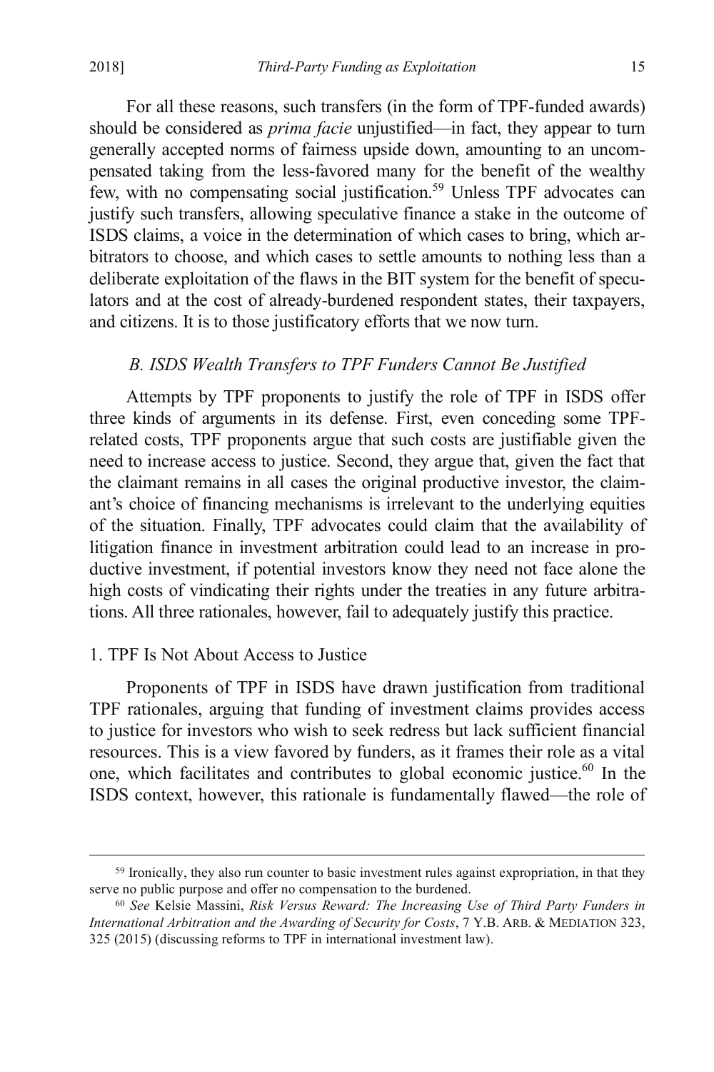For all these reasons, such transfers (in the form of TPF-funded awards) should be considered as *prima facie* unjustified—in fact, they appear to turn generally accepted norms of fairness upside down, amounting to an uncompensated taking from the less-favored many for the benefit of the wealthy few, with no compensating social justification.[59] Unless TPF advocates can justify such transfers, allowing speculative finance a stake in the outcome of ISDS claims, a voice in the determination of which cases to bring, which arbitrators to choose, and which cases to settle amounts to nothing less than a deliberate exploitation of the flaws in the BIT system for the benefit of speculators and at the cost of already-burdened respondent states, their taxpayers, and citizens. It is to those justificatory efforts that we now turn.

### *B. ISDS Wealth Transfers to TPF Funders Cannot Be Justified*

Attempts by TPF proponents to justify the role of TPF in ISDS offer three kinds of arguments in its defense. First, even conceding some TPF-related costs, TPF proponents argue that such costs are justifiable given the need to increase access to justice. Second, they argue that, given the fact that the claimant remains in all cases the original productive investor, the claimant's choice of financing mechanisms is irrelevant to the underlying equities of the situation. Finally, TPF advocates could claim that the availability of litigation finance in investment arbitration could lead to an increase in productive investment, if potential investors know they need not face alone the high costs of vindicating their rights under the treaties in any future arbitrations. All three rationales, however, fail to adequately justify this practice.

#### 1. TPF Is Not About Access to Justice

Proponents of TPF in ISDS have drawn justification from traditional TPF rationales, arguing that funding of investment claims provides access to justice for investors who wish to seek redress but lack sufficient financial resources. This is a view favored by funders, as it frames their role as a vital one, which facilitates and contributes to global economic justice.[60] In the ISDS context, however, this rationale is fundamentally flawed—the role of

---

[59] Ironically, they also run counter to basic investment rules against expropriation, in that they serve no public purpose and offer no compensation to the burdened.

[60] *See* Kelsie Massini, *Risk Versus Reward: The Increasing Use of Third Party Funders in International Arbitration and the Awarding of Security for Costs*, 7 Y.B. ARB. & MEDIATION 323, 325 (2015) (discussing reforms to TPF in international investment law).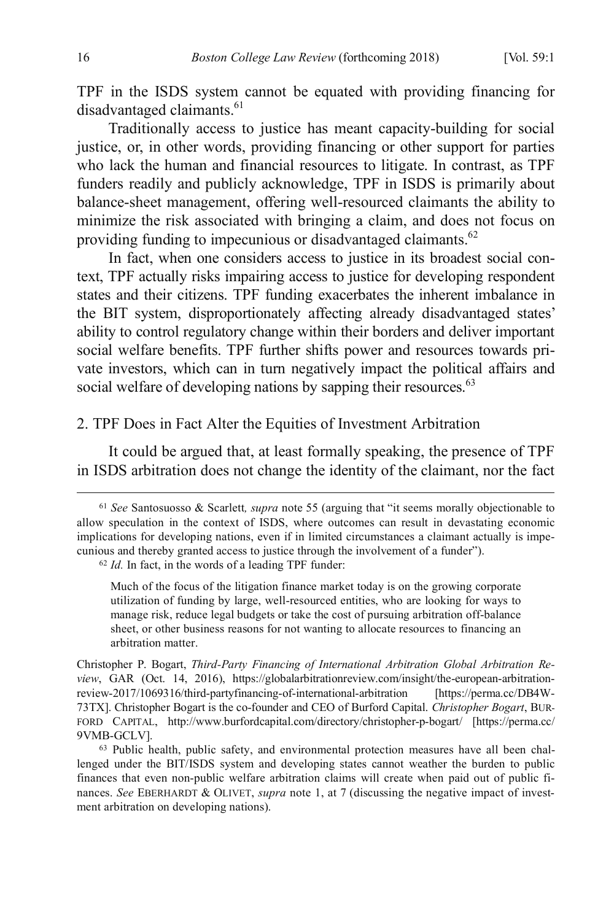TPF in the ISDS system cannot be equated with providing financing for disadvantaged claimants.[61]

Traditionally access to justice has meant capacity-building for social justice, or, in other words, providing financing or other support for parties who lack the human and financial resources to litigate. In contrast, as TPF funders readily and publicly acknowledge, TPF in ISDS is primarily about balance-sheet management, offering well-resourced claimants the ability to minimize the risk associated with bringing a claim, and does not focus on providing funding to impecunious or disadvantaged claimants.[62]

In fact, when one considers access to justice in its broadest social context, TPF actually risks impairing access to justice for developing respondent states and their citizens. TPF funding exacerbates the inherent imbalance in the BIT system, disproportionately affecting already disadvantaged states' ability to control regulatory change within their borders and deliver important social welfare benefits. TPF further shifts power and resources towards private investors, which can in turn negatively impact the political affairs and social welfare of developing nations by sapping their resources.[63]

### 2. TPF Does in Fact Alter the Equities of Investment Arbitration

It could be argued that, at least formally speaking, the presence of TPF in ISDS arbitration does not change the identity of the claimant, nor the fact

---

[61] *See* Santosuosso & Scarlett*, supra* note 55 (arguing that "it seems morally objectionable to allow speculation in the context of ISDS, where outcomes can result in devastating economic implications for developing nations, even if in limited circumstances a claimant actually is impecunious and thereby granted access to justice through the involvement of a funder").

[62] *Id.* In fact, in the words of a leading TPF funder:

> Much of the focus of the litigation finance market today is on the growing corporate utilization of funding by large, well-resourced entities, who are looking for ways to manage risk, reduce legal budgets or take the cost of pursuing arbitration off-balance sheet, or other business reasons for not wanting to allocate resources to financing an arbitration matter.

Christopher P. Bogart, *Third-Party Financing of International Arbitration Global Arbitration Review*, GAR (Oct. 14, 2016), https://globalarbitrationreview.com/insight/the-european-arbitration-review-2017/1069316/third-partyfinancing-of-international-arbitration [https://perma.cc/DB4W-73TX]. Christopher Bogart is the co-founder and CEO of Burford Capital. *Christopher Bogart*, BURFORD CAPITAL, http://www.burfordcapital.com/directory/christopher-p-bogart/ [https://perma.cc/9VMB-GCLV].

[63] Public health, public safety, and environmental protection measures have all been challenged under the BIT/ISDS system and developing states cannot weather the burden to public finances that even non-public welfare arbitration claims will create when paid out of public finances. *See* EBERHARDT & OLIVET, *supra* note 1, at 7 (discussing the negative impact of investment arbitration on developing nations).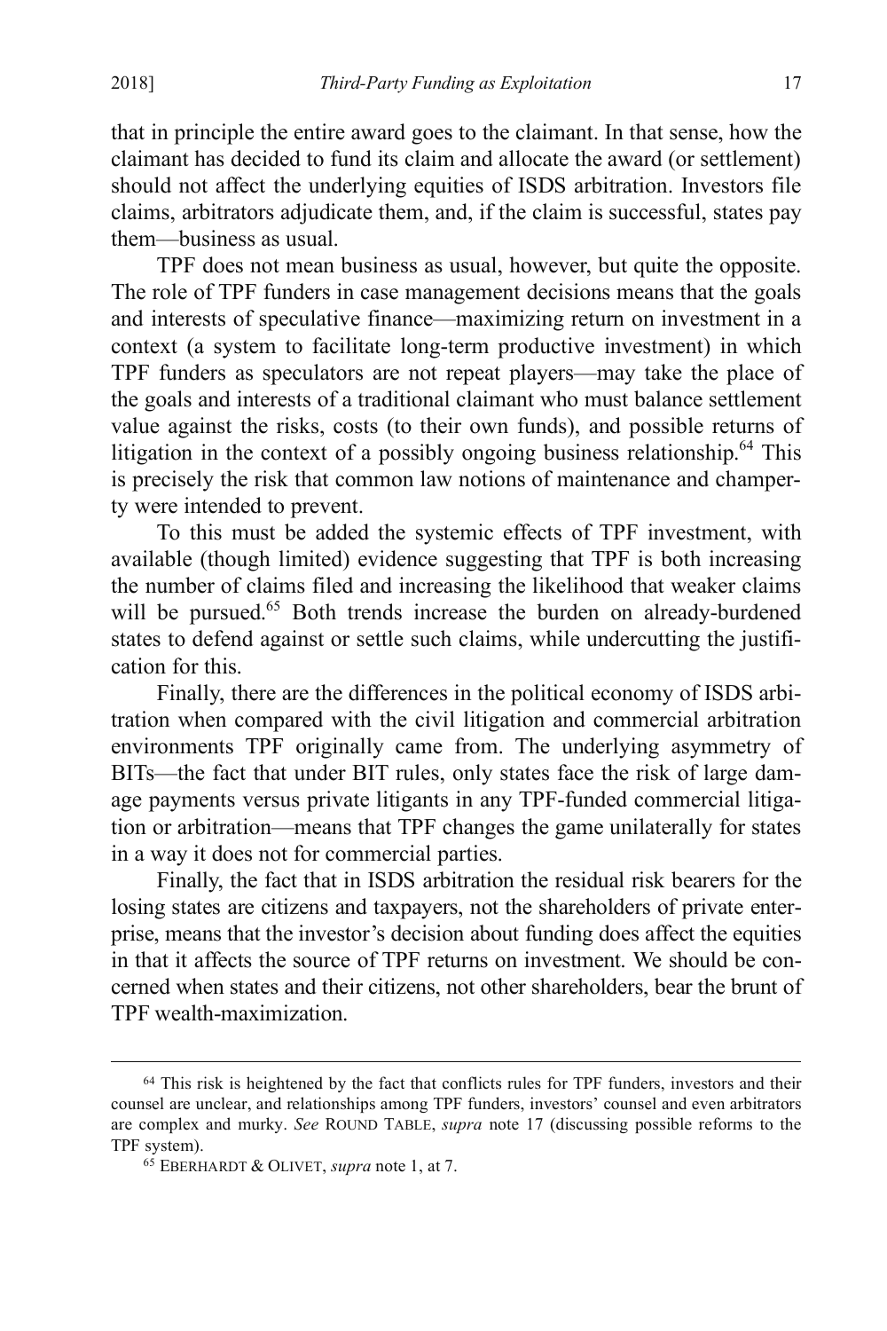that in principle the entire award goes to the claimant. In that sense, how the claimant has decided to fund its claim and allocate the award (or settlement) should not affect the underlying equities of ISDS arbitration. Investors file claims, arbitrators adjudicate them, and, if the claim is successful, states pay them—business as usual.

TPF does not mean business as usual, however, but quite the opposite. The role of TPF funders in case management decisions means that the goals and interests of speculative finance—maximizing return on investment in a context (a system to facilitate long-term productive investment) in which TPF funders as speculators are not repeat players—may take the place of the goals and interests of a traditional claimant who must balance settlement value against the risks, costs (to their own funds), and possible returns of litigation in the context of a possibly ongoing business relationship.[64] This is precisely the risk that common law notions of maintenance and champerty were intended to prevent.

To this must be added the systemic effects of TPF investment, with available (though limited) evidence suggesting that TPF is both increasing the number of claims filed and increasing the likelihood that weaker claims will be pursued.[65] Both trends increase the burden on already-burdened states to defend against or settle such claims, while undercutting the justification for this.

Finally, there are the differences in the political economy of ISDS arbitration when compared with the civil litigation and commercial arbitration environments TPF originally came from. The underlying asymmetry of BITs—the fact that under BIT rules, only states face the risk of large damage payments versus private litigants in any TPF-funded commercial litigation or arbitration—means that TPF changes the game unilaterally for states in a way it does not for commercial parties.

Finally, the fact that in ISDS arbitration the residual risk bearers for the losing states are citizens and taxpayers, not the shareholders of private enterprise, means that the investor's decision about funding does affect the equities in that it affects the source of TPF returns on investment. We should be concerned when states and their citizens, not other shareholders, bear the brunt of TPF wealth-maximization.

---

[64] This risk is heightened by the fact that conflicts rules for TPF funders, investors and their counsel are unclear, and relationships among TPF funders, investors' counsel and even arbitrators are complex and murky. *See* ROUND TABLE, *supra* note 17 (discussing possible reforms to the TPF system).

[65] EBERHARDT & OLIVET, *supra* note 1, at 7.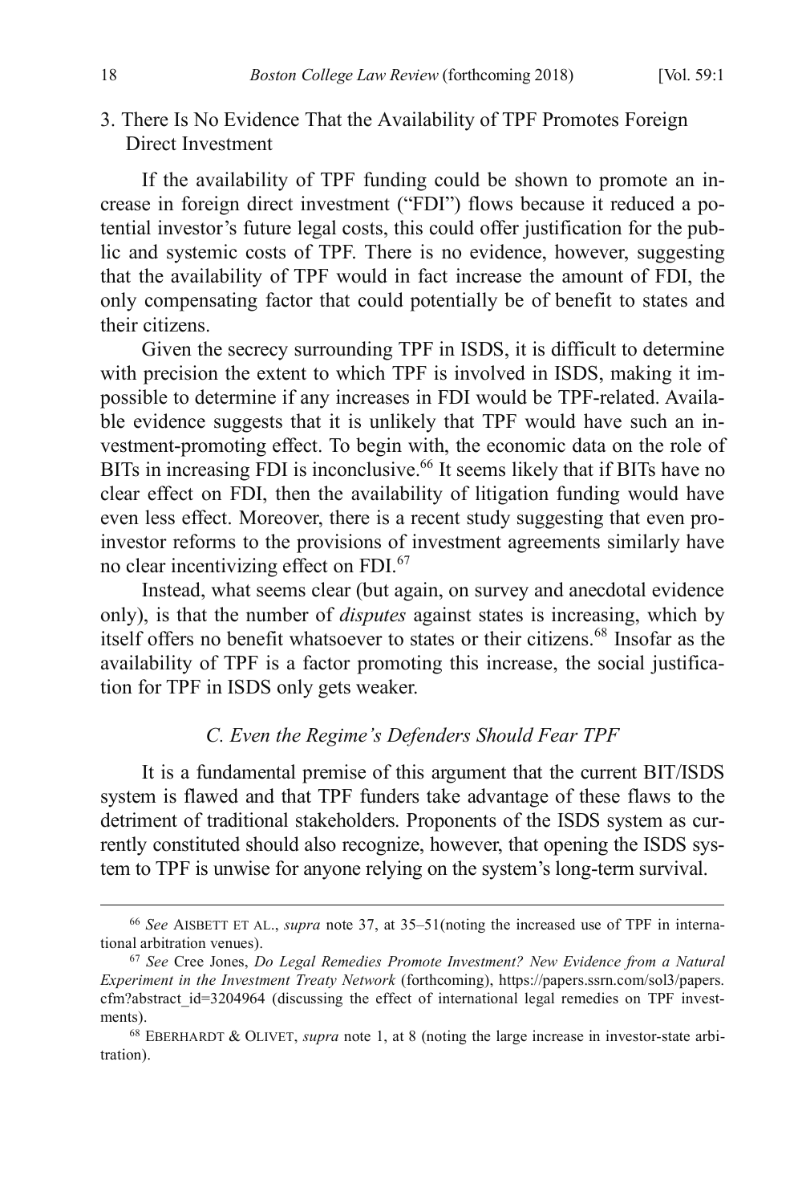### 3. There Is No Evidence That the Availability of TPF Promotes Foreign Direct Investment

If the availability of TPF funding could be shown to promote an increase in foreign direct investment ("FDI") flows because it reduced a potential investor's future legal costs, this could offer justification for the public and systemic costs of TPF. There is no evidence, however, suggesting that the availability of TPF would in fact increase the amount of FDI, the only compensating factor that could potentially be of benefit to states and their citizens.

Given the secrecy surrounding TPF in ISDS, it is difficult to determine with precision the extent to which TPF is involved in ISDS, making it impossible to determine if any increases in FDI would be TPF-related. Available evidence suggests that it is unlikely that TPF would have such an investment-promoting effect. To begin with, the economic data on the role of BITs in increasing FDI is inconclusive.[66] It seems likely that if BITs have no clear effect on FDI, then the availability of litigation funding would have even less effect. Moreover, there is a recent study suggesting that even pro-investor reforms to the provisions of investment agreements similarly have no clear incentivizing effect on FDI.[67]

Instead, what seems clear (but again, on survey and anecdotal evidence only), is that the number of *disputes* against states is increasing, which by itself offers no benefit whatsoever to states or their citizens.[68] Insofar as the availability of TPF is a factor promoting this increase, the social justification for TPF in ISDS only gets weaker.

## *C. Even the Regime's Defenders Should Fear TPF*

It is a fundamental premise of this argument that the current BIT/ISDS system is flawed and that TPF funders take advantage of these flaws to the detriment of traditional stakeholders. Proponents of the ISDS system as currently constituted should also recognize, however, that opening the ISDS system to TPF is unwise for anyone relying on the system's long-term survival.

---

[66] *See* AISBETT ET AL., *supra* note 37, at 35–51(noting the increased use of TPF in international arbitration venues).

[67] *See* Cree Jones, *Do Legal Remedies Promote Investment? New Evidence from a Natural Experiment in the Investment Treaty Network* (forthcoming), https://papers.ssrn.com/sol3/papers.cfm?abstract_id=3204964 (discussing the effect of international legal remedies on TPF investments).

[68] EBERHARDT & OLIVET, *supra* note 1, at 8 (noting the large increase in investor-state arbitration).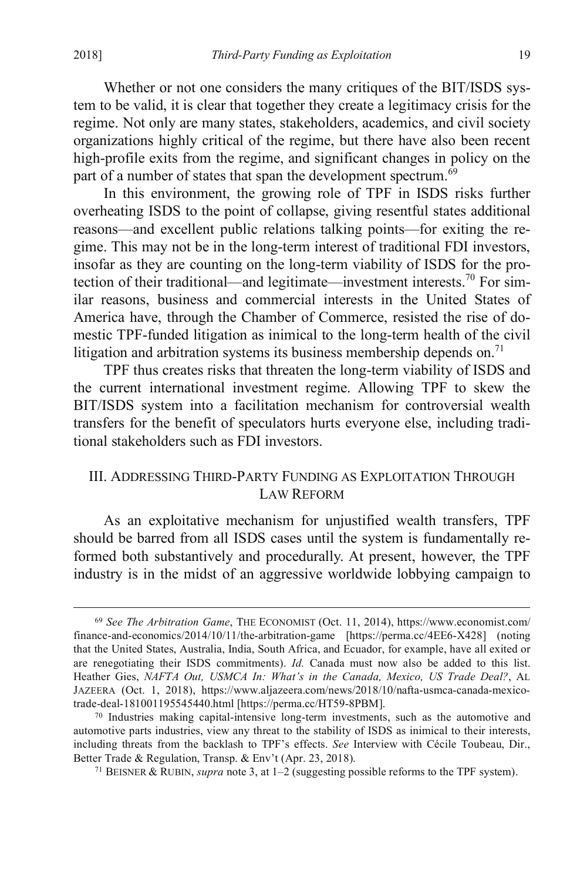Whether or not one considers the many critiques of the BIT/ISDS system to be valid, it is clear that together they create a legitimacy crisis for the regime. Not only are many states, stakeholders, academics, and civil society organizations highly critical of the regime, but there have also been recent high-profile exits from the regime, and significant changes in policy on the part of a number of states that span the development spectrum.[69]

In this environment, the growing role of TPF in ISDS risks further overheating ISDS to the point of collapse, giving resentful states additional reasons—and excellent public relations talking points—for exiting the regime. This may not be in the long-term interest of traditional FDI investors, insofar as they are counting on the long-term viability of ISDS for the protection of their traditional—and legitimate—investment interests.[70] For similar reasons, business and commercial interests in the United States of America have, through the Chamber of Commerce, resisted the rise of domestic TPF-funded litigation as inimical to the long-term health of the civil litigation and arbitration systems its business membership depends on.[71]

TPF thus creates risks that threaten the long-term viability of ISDS and the current international investment regime. Allowing TPF to skew the BIT/ISDS system into a facilitation mechanism for controversial wealth transfers for the benefit of speculators hurts everyone else, including traditional stakeholders such as FDI investors.

## III. Addressing Third-Party Funding as Exploitation Through Law Reform

As an exploitative mechanism for unjustified wealth transfers, TPF should be barred from all ISDS cases until the system is fundamentally reformed both substantively and procedurally. At present, however, the TPF industry is in the midst of an aggressive worldwide lobbying campaign to

---

[69] *See The Arbitration Game*, THE ECONOMIST (Oct. 11, 2014), https://www.economist.com/finance-and-economics/2014/10/11/the-arbitration-game [https://perma.cc/4EE6-X428] (noting that the United States, Australia, India, South Africa, and Ecuador, for example, have all exited or are renegotiating their ISDS commitments). *Id.* Canada must now also be added to this list. Heather Gies, *NAFTA Out, USMCA In: What's in the Canada, Mexico, US Trade Deal?*, AL JAZEERA (Oct. 1, 2018), https://www.aljazeera.com/news/2018/10/nafta-usmca-canada-mexico-trade-deal-181001195545440.html [https://perma.cc/HT59-8PBM].

[70] Industries making capital-intensive long-term investments, such as the automotive and automotive parts industries, view any threat to the stability of ISDS as inimical to their interests, including threats from the backlash to TPF's effects. *See* Interview with Cécile Toubeau, Dir., Better Trade & Regulation, Transp. & Env't (Apr. 23, 2018).

[71] BEISNER & RUBIN, *supra* note 3, at 1–2 (suggesting possible reforms to the TPF system).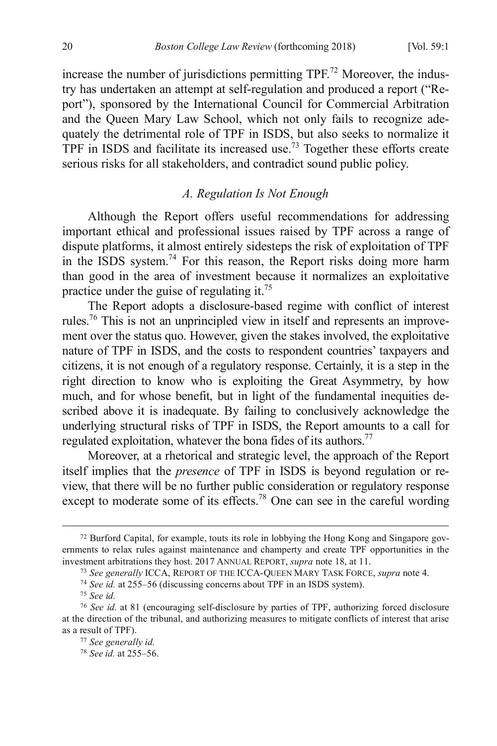increase the number of jurisdictions permitting TPF.[72] Moreover, the industry has undertaken an attempt at self-regulation and produced a report ("Report"), sponsored by the International Council for Commercial Arbitration and the Queen Mary Law School, which not only fails to recognize adequately the detrimental role of TPF in ISDS, but also seeks to normalize it TPF in ISDS and facilitate its increased use.[73] Together these efforts create serious risks for all stakeholders, and contradict sound public policy.

### *A. Regulation Is Not Enough*

Although the Report offers useful recommendations for addressing important ethical and professional issues raised by TPF across a range of dispute platforms, it almost entirely sidesteps the risk of exploitation of TPF in the ISDS system.[74] For this reason, the Report risks doing more harm than good in the area of investment because it normalizes an exploitative practice under the guise of regulating it.[75]

The Report adopts a disclosure-based regime with conflict of interest rules.[76] This is not an unprincipled view in itself and represents an improvement over the status quo. However, given the stakes involved, the exploitative nature of TPF in ISDS, and the costs to respondent countries' taxpayers and citizens, it is not enough of a regulatory response. Certainly, it is a step in the right direction to know who is exploiting the Great Asymmetry, by how much, and for whose benefit, but in light of the fundamental inequities described above it is inadequate. By failing to conclusively acknowledge the underlying structural risks of TPF in ISDS, the Report amounts to a call for regulated exploitation, whatever the bona fides of its authors.[77]

Moreover, at a rhetorical and strategic level, the approach of the Report itself implies that the *presence* of TPF in ISDS is beyond regulation or review, that there will be no further public consideration or regulatory response except to moderate some of its effects.[78] One can see in the careful wording

---

[72] Burford Capital, for example, touts its role in lobbying the Hong Kong and Singapore governments to relax rules against maintenance and champerty and create TPF opportunities in the investment arbitrations they host. 2017 ANNUAL REPORT, *supra* note 18, at 11.

[73] *See generally* ICCA, REPORT OF THE ICCA-QUEEN MARY TASK FORCE, *supra* note 4.

[74] *See id.* at 255–56 (discussing concerns about TPF in an ISDS system).

[75] *See id.*

[76] *See id.* at 81 (encouraging self-disclosure by parties of TPF, authorizing forced disclosure at the direction of the tribunal, and authorizing measures to mitigate conflicts of interest that arise as a result of TPF).

[77] *See generally id.*

[78] *See id.* at 255–56.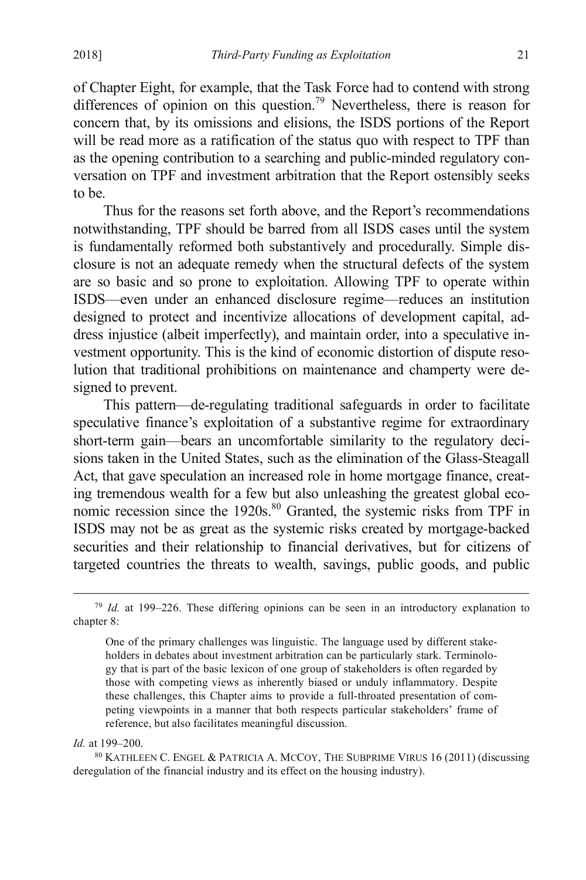of Chapter Eight, for example, that the Task Force had to contend with strong differences of opinion on this question.[79] Nevertheless, there is reason for concern that, by its omissions and elisions, the ISDS portions of the Report will be read more as a ratification of the status quo with respect to TPF than as the opening contribution to a searching and public-minded regulatory conversation on TPF and investment arbitration that the Report ostensibly seeks to be.

Thus for the reasons set forth above, and the Report's recommendations notwithstanding, TPF should be barred from all ISDS cases until the system is fundamentally reformed both substantively and procedurally. Simple disclosure is not an adequate remedy when the structural defects of the system are so basic and so prone to exploitation. Allowing TPF to operate within ISDS—even under an enhanced disclosure regime—reduces an institution designed to protect and incentivize allocations of development capital, address injustice (albeit imperfectly), and maintain order, into a speculative investment opportunity. This is the kind of economic distortion of dispute resolution that traditional prohibitions on maintenance and champerty were designed to prevent.

This pattern—de-regulating traditional safeguards in order to facilitate speculative finance's exploitation of a substantive regime for extraordinary short-term gain—bears an uncomfortable similarity to the regulatory decisions taken in the United States, such as the elimination of the Glass-Steagall Act, that gave speculation an increased role in home mortgage finance, creating tremendous wealth for a few but also unleashing the greatest global economic recession since the 1920s.[80] Granted, the systemic risks from TPF in ISDS may not be as great as the systemic risks created by mortgage-backed securities and their relationship to financial derivatives, but for citizens of targeted countries the threats to wealth, savings, public goods, and public

---

[79] *Id.* at 199–226. These differing opinions can be seen in an introductory explanation to chapter 8:

> One of the primary challenges was linguistic. The language used by different stakeholders in debates about investment arbitration can be particularly stark. Terminology that is part of the basic lexicon of one group of stakeholders is often regarded by those with competing views as inherently biased or unduly inflammatory. Despite these challenges, this Chapter aims to provide a full-throated presentation of competing viewpoints in a manner that both respects particular stakeholders' frame of reference, but also facilitates meaningful discussion.

*Id.* at 199–200.

[80] KATHLEEN C. ENGEL & PATRICIA A. MCCOY, THE SUBPRIME VIRUS 16 (2011) (discussing deregulation of the financial industry and its effect on the housing industry).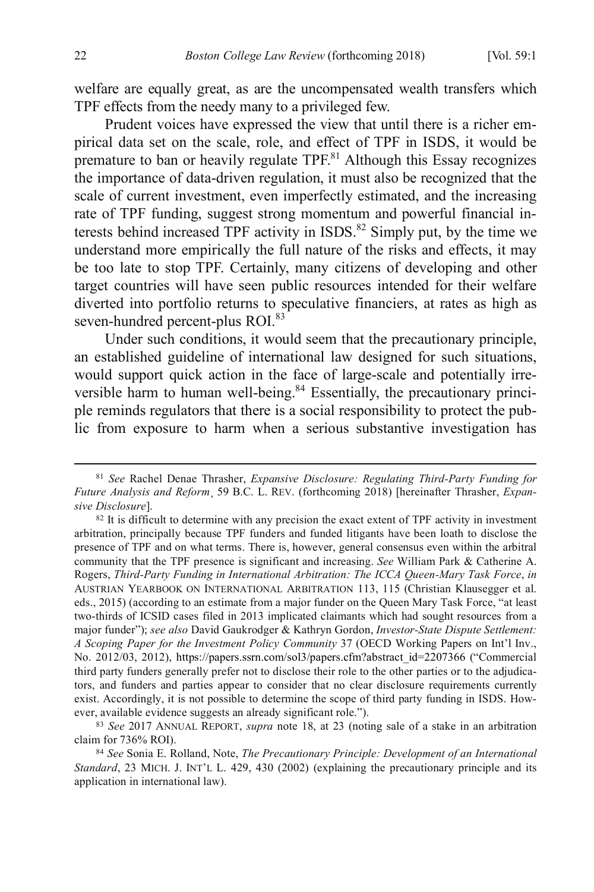welfare are equally great, as are the uncompensated wealth transfers which TPF effects from the needy many to a privileged few.

Prudent voices have expressed the view that until there is a richer empirical data set on the scale, role, and effect of TPF in ISDS, it would be premature to ban or heavily regulate TPF.[81] Although this Essay recognizes the importance of data-driven regulation, it must also be recognized that the scale of current investment, even imperfectly estimated, and the increasing rate of TPF funding, suggest strong momentum and powerful financial interests behind increased TPF activity in ISDS.[82] Simply put, by the time we understand more empirically the full nature of the risks and effects, it may be too late to stop TPF. Certainly, many citizens of developing and other target countries will have seen public resources intended for their welfare diverted into portfolio returns to speculative financiers, at rates as high as seven-hundred percent-plus ROI.[83]

Under such conditions, it would seem that the precautionary principle, an established guideline of international law designed for such situations, would support quick action in the face of large-scale and potentially irreversible harm to human well-being.[84] Essentially, the precautionary principle reminds regulators that there is a social responsibility to protect the public from exposure to harm when a serious substantive investigation has

---

[81] *See* Rachel Denae Thrasher, *Expansive Disclosure: Regulating Third-Party Funding for Future Analysis and Reform*, 59 B.C. L. REV. (forthcoming 2018) [hereinafter Thrasher, *Expansive Disclosure*].

[82] It is difficult to determine with any precision the exact extent of TPF activity in investment arbitration, principally because TPF funders and funded litigants have been loath to disclose the presence of TPF and on what terms. There is, however, general consensus even within the arbitral community that the TPF presence is significant and increasing. *See* William Park & Catherine A. Rogers, *Third-Party Funding in International Arbitration: The ICCA Queen-Mary Task Force*, *in* AUSTRIAN YEARBOOK ON INTERNATIONAL ARBITRATION 113, 115 (Christian Klausegger et al. eds., 2015) (according to an estimate from a major funder on the Queen Mary Task Force, "at least two-thirds of ICSID cases filed in 2013 implicated claimants which had sought resources from a major funder"); *see also* David Gaukrodger & Kathryn Gordon, *Investor-State Dispute Settlement: A Scoping Paper for the Investment Policy Community* 37 (OECD Working Papers on Int'l Inv., No. 2012/03, 2012), https://papers.ssrn.com/sol3/papers.cfm?abstract_id=2207366 ("Commercial third party funders generally prefer not to disclose their role to the other parties or to the adjudicators, and funders and parties appear to consider that no clear disclosure requirements currently exist. Accordingly, it is not possible to determine the scope of third party funding in ISDS. However, available evidence suggests an already significant role.").

[83] *See* 2017 ANNUAL REPORT, *supra* note 18, at 23 (noting sale of a stake in an arbitration claim for 736% ROI).

[84] *See* Sonia E. Rolland, Note, *The Precautionary Principle: Development of an International Standard*, 23 MICH. J. INT'L L. 429, 430 (2002) (explaining the precautionary principle and its application in international law).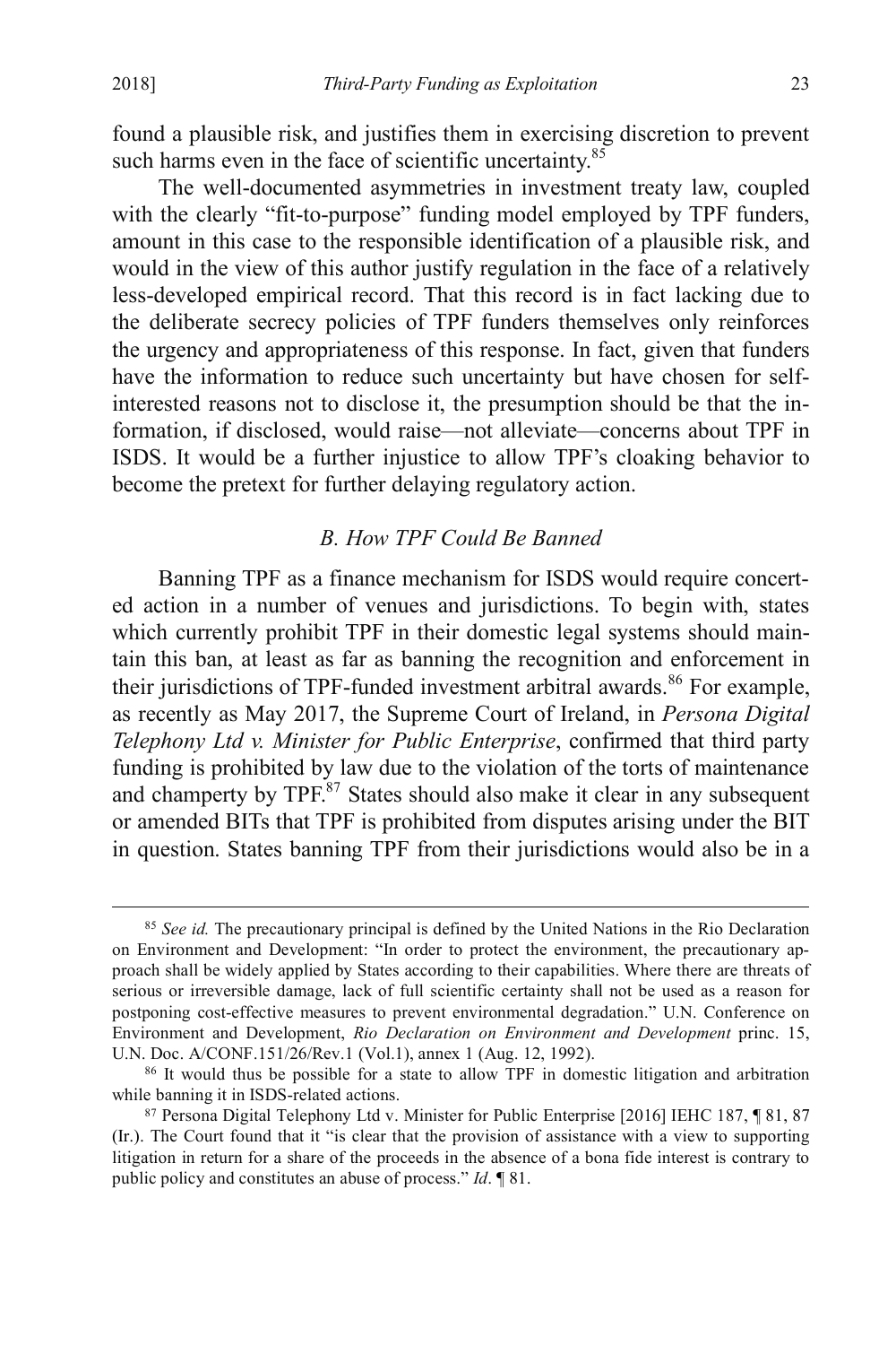found a plausible risk, and justifies them in exercising discretion to prevent such harms even in the face of scientific uncertainty.[85]

The well-documented asymmetries in investment treaty law, coupled with the clearly "fit-to-purpose" funding model employed by TPF funders, amount in this case to the responsible identification of a plausible risk, and would in the view of this author justify regulation in the face of a relatively less-developed empirical record. That this record is in fact lacking due to the deliberate secrecy policies of TPF funders themselves only reinforces the urgency and appropriateness of this response. In fact, given that funders have the information to reduce such uncertainty but have chosen for self-interested reasons not to disclose it, the presumption should be that the information, if disclosed, would raise—not alleviate—concerns about TPF in ISDS. It would be a further injustice to allow TPF's cloaking behavior to become the pretext for further delaying regulatory action.

### *B. How TPF Could Be Banned*

Banning TPF as a finance mechanism for ISDS would require concerted action in a number of venues and jurisdictions. To begin with, states which currently prohibit TPF in their domestic legal systems should maintain this ban, at least as far as banning the recognition and enforcement in their jurisdictions of TPF-funded investment arbitral awards.[86] For example, as recently as May 2017, the Supreme Court of Ireland, in *Persona Digital Telephony Ltd v. Minister for Public Enterprise*, confirmed that third party funding is prohibited by law due to the violation of the torts of maintenance and champerty by TPF.[87] States should also make it clear in any subsequent or amended BITs that TPF is prohibited from disputes arising under the BIT in question. States banning TPF from their jurisdictions would also be in a

---

[85] *See id.* The precautionary principal is defined by the United Nations in the Rio Declaration on Environment and Development: "In order to protect the environment, the precautionary approach shall be widely applied by States according to their capabilities. Where there are threats of serious or irreversible damage, lack of full scientific certainty shall not be used as a reason for postponing cost-effective measures to prevent environmental degradation." U.N. Conference on Environment and Development, *Rio Declaration on Environment and Development* princ. 15, U.N. Doc. A/CONF.151/26/Rev.1 (Vol.1), annex 1 (Aug. 12, 1992).

[86] It would thus be possible for a state to allow TPF in domestic litigation and arbitration while banning it in ISDS-related actions.

[87] Persona Digital Telephony Ltd v. Minister for Public Enterprise [2016] IEHC 187, ¶ 81, 87 (Ir.). The Court found that it "is clear that the provision of assistance with a view to supporting litigation in return for a share of the proceeds in the absence of a bona fide interest is contrary to public policy and constitutes an abuse of process." *Id*. ¶ 81.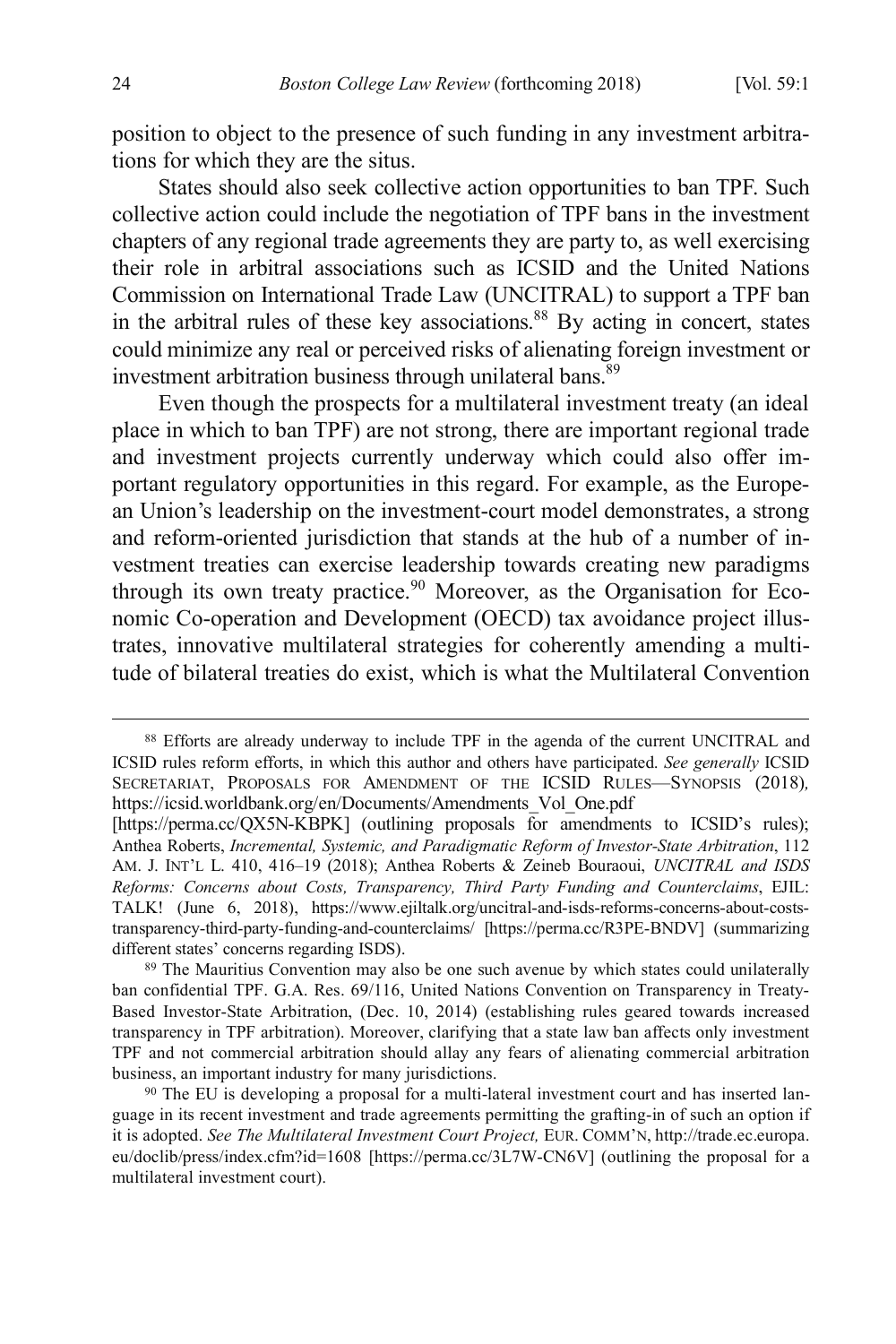position to object to the presence of such funding in any investment arbitrations for which they are the situs.

States should also seek collective action opportunities to ban TPF. Such collective action could include the negotiation of TPF bans in the investment chapters of any regional trade agreements they are party to, as well exercising their role in arbitral associations such as ICSID and the United Nations Commission on International Trade Law (UNCITRAL) to support a TPF ban in the arbitral rules of these key associations.[88] By acting in concert, states could minimize any real or perceived risks of alienating foreign investment or investment arbitration business through unilateral bans.[89]

Even though the prospects for a multilateral investment treaty (an ideal place in which to ban TPF) are not strong, there are important regional trade and investment projects currently underway which could also offer important regulatory opportunities in this regard. For example, as the European Union's leadership on the investment-court model demonstrates, a strong and reform-oriented jurisdiction that stands at the hub of a number of investment treaties can exercise leadership towards creating new paradigms through its own treaty practice.[90] Moreover, as the Organisation for Economic Co-operation and Development (OECD) tax avoidance project illustrates, innovative multilateral strategies for coherently amending a multitude of bilateral treaties do exist, which is what the Multilateral Convention

---

[88] Efforts are already underway to include TPF in the agenda of the current UNCITRAL and ICSID rules reform efforts, in which this author and others have participated. *See generally* ICSID SECRETARIAT, PROPOSALS FOR AMENDMENT OF THE ICSID RULES—SYNOPSIS (2018), https://icsid.worldbank.org/en/Documents/Amendments_Vol_One.pdf [https://perma.cc/QX5N-KBPK] (outlining proposals for amendments to ICSID's rules); Anthea Roberts, *Incremental, Systemic, and Paradigmatic Reform of Investor-State Arbitration*, 112 AM. J. INT'L L. 410, 416–19 (2018); Anthea Roberts & Zeineb Bouraoui, *UNCITRAL and ISDS Reforms: Concerns about Costs, Transparency, Third Party Funding and Counterclaims*, EJIL: TALK! (June 6, 2018), https://www.ejiltalk.org/uncitral-and-isds-reforms-concerns-about-costs-transparency-third-party-funding-and-counterclaims/ [https://perma.cc/R3PE-BNDV] (summarizing different states' concerns regarding ISDS).

[89] The Mauritius Convention may also be one such avenue by which states could unilaterally ban confidential TPF. G.A. Res. 69/116, United Nations Convention on Transparency in Treaty-Based Investor-State Arbitration, (Dec. 10, 2014) (establishing rules geared towards increased transparency in TPF arbitration). Moreover, clarifying that a state law ban affects only investment TPF and not commercial arbitration should allay any fears of alienating commercial arbitration business, an important industry for many jurisdictions.

[90] The EU is developing a proposal for a multi-lateral investment court and has inserted language in its recent investment and trade agreements permitting the grafting-in of such an option if it is adopted. *See The Multilateral Investment Court Project,* EUR. COMM'N, http://trade.ec.europa.eu/doclib/press/index.cfm?id=1608 [https://perma.cc/3L7W-CN6V] (outlining the proposal for a multilateral investment court).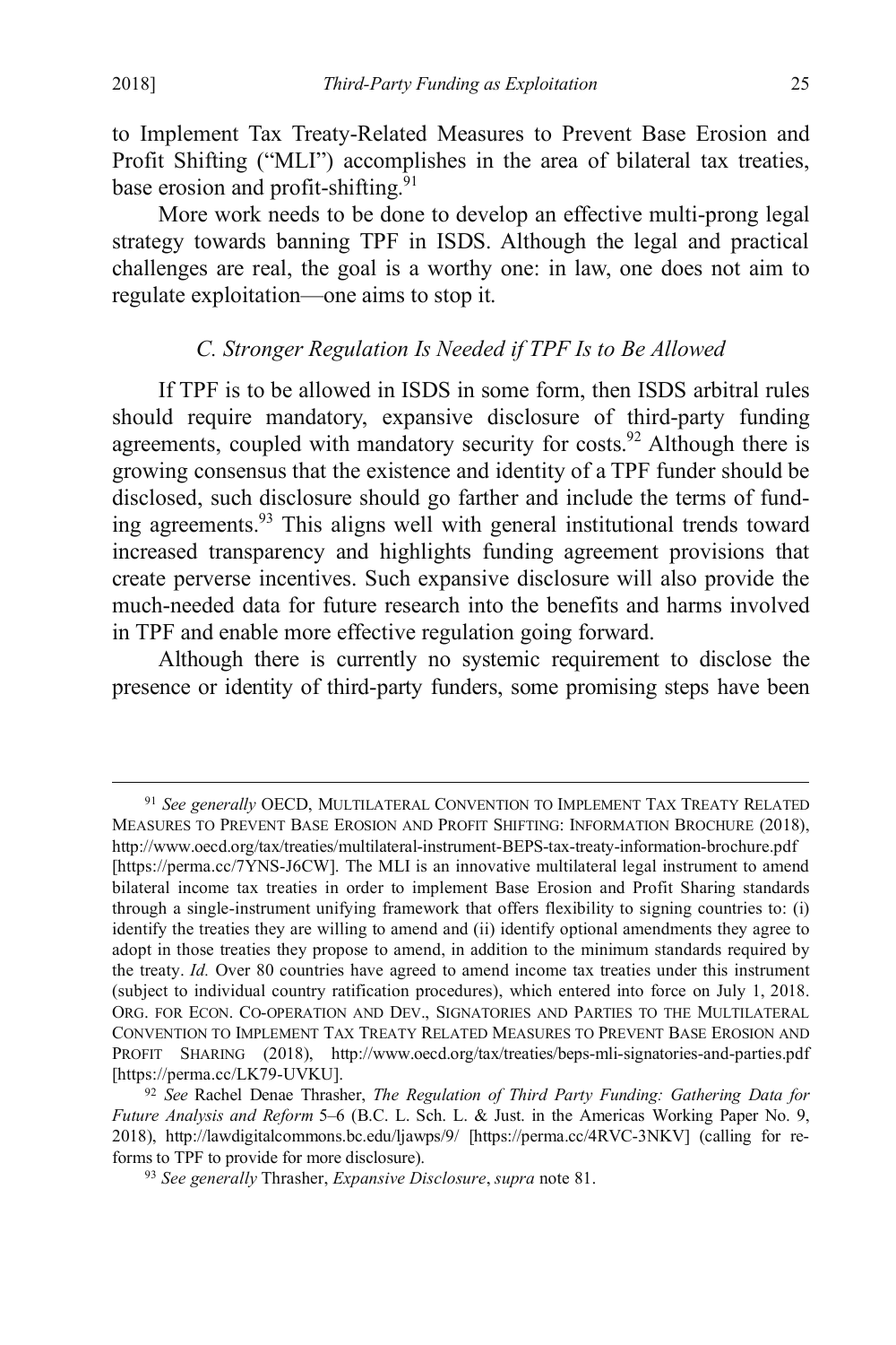to Implement Tax Treaty-Related Measures to Prevent Base Erosion and Profit Shifting ("MLI") accomplishes in the area of bilateral tax treaties, base erosion and profit-shifting.[91]

More work needs to be done to develop an effective multi-prong legal strategy towards banning TPF in ISDS. Although the legal and practical challenges are real, the goal is a worthy one: in law, one does not aim to regulate exploitation—one aims to stop it.

### *C. Stronger Regulation Is Needed if TPF Is to Be Allowed*

If TPF is to be allowed in ISDS in some form, then ISDS arbitral rules should require mandatory, expansive disclosure of third-party funding agreements, coupled with mandatory security for costs.[92] Although there is growing consensus that the existence and identity of a TPF funder should be disclosed, such disclosure should go farther and include the terms of funding agreements.[93] This aligns well with general institutional trends toward increased transparency and highlights funding agreement provisions that create perverse incentives. Such expansive disclosure will also provide the much-needed data for future research into the benefits and harms involved in TPF and enable more effective regulation going forward.

Although there is currently no systemic requirement to disclose the presence or identity of third-party funders, some promising steps have been

---

[91] *See generally* OECD, MULTILATERAL CONVENTION TO IMPLEMENT TAX TREATY RELATED MEASURES TO PREVENT BASE EROSION AND PROFIT SHIFTING: INFORMATION BROCHURE (2018), http://www.oecd.org/tax/treaties/multilateral-instrument-BEPS-tax-treaty-information-brochure.pdf [https://perma.cc/7YNS-J6CW]. The MLI is an innovative multilateral legal instrument to amend bilateral income tax treaties in order to implement Base Erosion and Profit Sharing standards through a single-instrument unifying framework that offers flexibility to signing countries to: (i) identify the treaties they are willing to amend and (ii) identify optional amendments they agree to adopt in those treaties they propose to amend, in addition to the minimum standards required by the treaty. *Id.* Over 80 countries have agreed to amend income tax treaties under this instrument (subject to individual country ratification procedures), which entered into force on July 1, 2018. ORG. FOR ECON. CO-OPERATION AND DEV., SIGNATORIES AND PARTIES TO THE MULTILATERAL CONVENTION TO IMPLEMENT TAX TREATY RELATED MEASURES TO PREVENT BASE EROSION AND PROFIT SHARING (2018), http://www.oecd.org/tax/treaties/beps-mli-signatories-and-parties.pdf [https://perma.cc/LK79-UVKU].

[92] *See* Rachel Denae Thrasher, *The Regulation of Third Party Funding: Gathering Data for Future Analysis and Reform* 5–6 (B.C. L. Sch. L. & Just. in the Americas Working Paper No. 9, 2018), http://lawdigitalcommons.bc.edu/ljawps/9/ [https://perma.cc/4RVC-3NKV] (calling for reforms to TPF to provide for more disclosure).

[93] *See generally* Thrasher, *Expansive Disclosure*, *supra* note 81.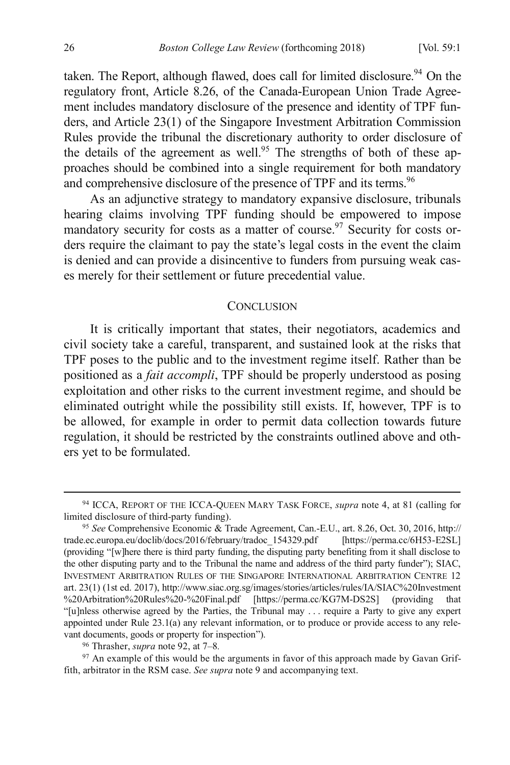taken. The Report, although flawed, does call for limited disclosure.[94] On the regulatory front, Article 8.26, of the Canada-European Union Trade Agreement includes mandatory disclosure of the presence and identity of TPF funders, and Article 23(1) of the Singapore Investment Arbitration Commission Rules provide the tribunal the discretionary authority to order disclosure of the details of the agreement as well.[95] The strengths of both of these approaches should be combined into a single requirement for both mandatory and comprehensive disclosure of the presence of TPF and its terms.[96]

As an adjunctive strategy to mandatory expansive disclosure, tribunals hearing claims involving TPF funding should be empowered to impose mandatory security for costs as a matter of course.[97] Security for costs orders require the claimant to pay the state's legal costs in the event the claim is denied and can provide a disincentive to funders from pursuing weak cases merely for their settlement or future precedential value.

## CONCLUSION

It is critically important that states, their negotiators, academics and civil society take a careful, transparent, and sustained look at the risks that TPF poses to the public and to the investment regime itself. Rather than be positioned as a *fait accompli*, TPF should be properly understood as posing exploitation and other risks to the current investment regime, and should be eliminated outright while the possibility still exists. If, however, TPF is to be allowed, for example in order to permit data collection towards future regulation, it should be restricted by the constraints outlined above and others yet to be formulated.

---

[94] ICCA, REPORT OF THE ICCA-QUEEN MARY TASK FORCE, *supra* note 4, at 81 (calling for limited disclosure of third-party funding).

[95] *See* Comprehensive Economic & Trade Agreement, Can.-E.U., art. 8.26, Oct. 30, 2016, http://trade.ec.europa.eu/doclib/docs/2016/february/tradoc_154329.pdf [https://perma.cc/6H53-E2SL] (providing "[w]here there is third party funding, the disputing party benefiting from it shall disclose to the other disputing party and to the Tribunal the name and address of the third party funder"); SIAC, INVESTMENT ARBITRATION RULES OF THE SINGAPORE INTERNATIONAL ARBITRATION CENTRE 12 art. 23(1) (1st ed. 2017), http://www.siac.org.sg/images/stories/articles/rules/IA/SIAC%20Investment%20Arbitration%20Rules%20-%20Final.pdf [https://perma.cc/KG7M-DS2S] (providing that "[u]nless otherwise agreed by the Parties, the Tribunal may . . . require a Party to give any expert appointed under Rule 23.1(a) any relevant information, or to produce or provide access to any relevant documents, goods or property for inspection").

[96] Thrasher, *supra* note 92, at 7–8.

[97] An example of this would be the arguments in favor of this approach made by Gavan Griffith, arbitrator in the RSM case. *See supra* note 9 and accompanying text.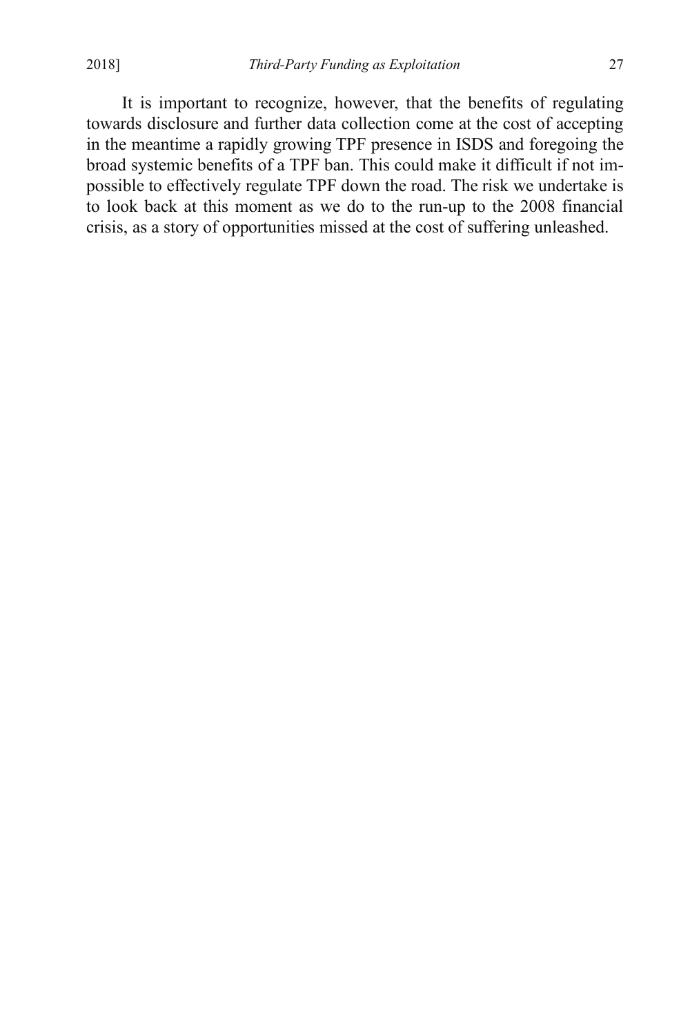It is important to recognize, however, that the benefits of regulating towards disclosure and further data collection come at the cost of accepting in the meantime a rapidly growing TPF presence in ISDS and foregoing the broad systemic benefits of a TPF ban. This could make it difficult if not impossible to effectively regulate TPF down the road. The risk we undertake is to look back at this moment as we do to the run-up to the 2008 financial crisis, as a story of opportunities missed at the cost of suffering unleashed.